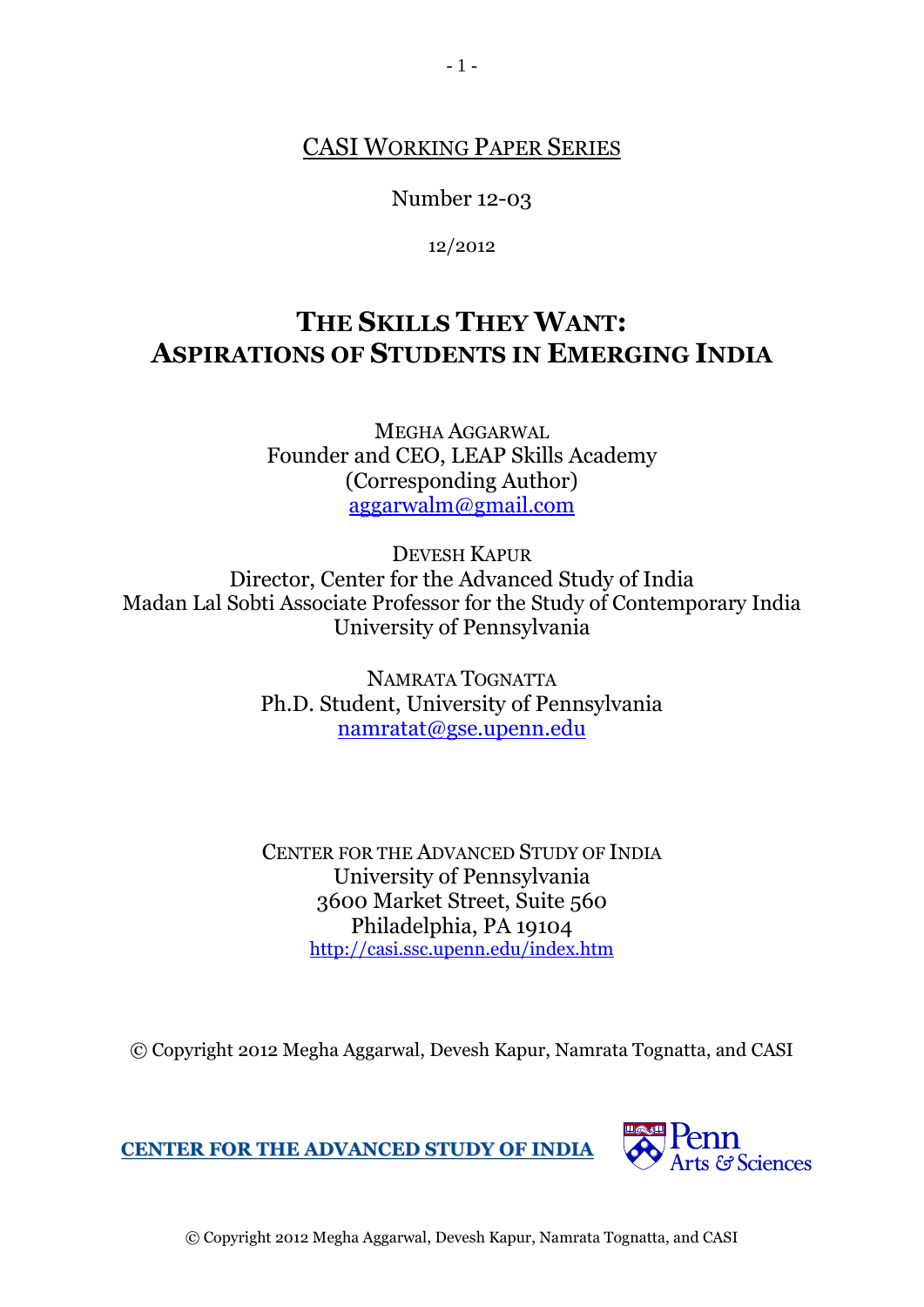CASI WORKING PAPER SERIES

Number 12-03

12/2012

# THE SKILLS THEY WANT: ASPIRATIONS OF STUDENTS IN EMERGING INDIA

MEGHA AGGARWAL
Founder and CEO, LEAP Skills Academy
(Corresponding Author)
aggarwalm@gmail.com

DEVESH KAPUR
Director, Center for the Advanced Study of India
Madan Lal Sobti Associate Professor for the Study of Contemporary India
University of Pennsylvania

NAMRATA TOGNATTA
Ph.D. Student, University of Pennsylvania
namratat@gse.upenn.edu

CENTER FOR THE ADVANCED STUDY OF INDIA
University of Pennsylvania
3600 Market Street, Suite 560
Philadelphia, PA 19104
http://casi.ssc.upenn.edu/index.htm

© Copyright 2012 Megha Aggarwal, Devesh Kapur, Namrata Tognatta, and CASI

**CENTER FOR THE ADVANCED STUDY OF INDIA**

Penn Arts & Sciences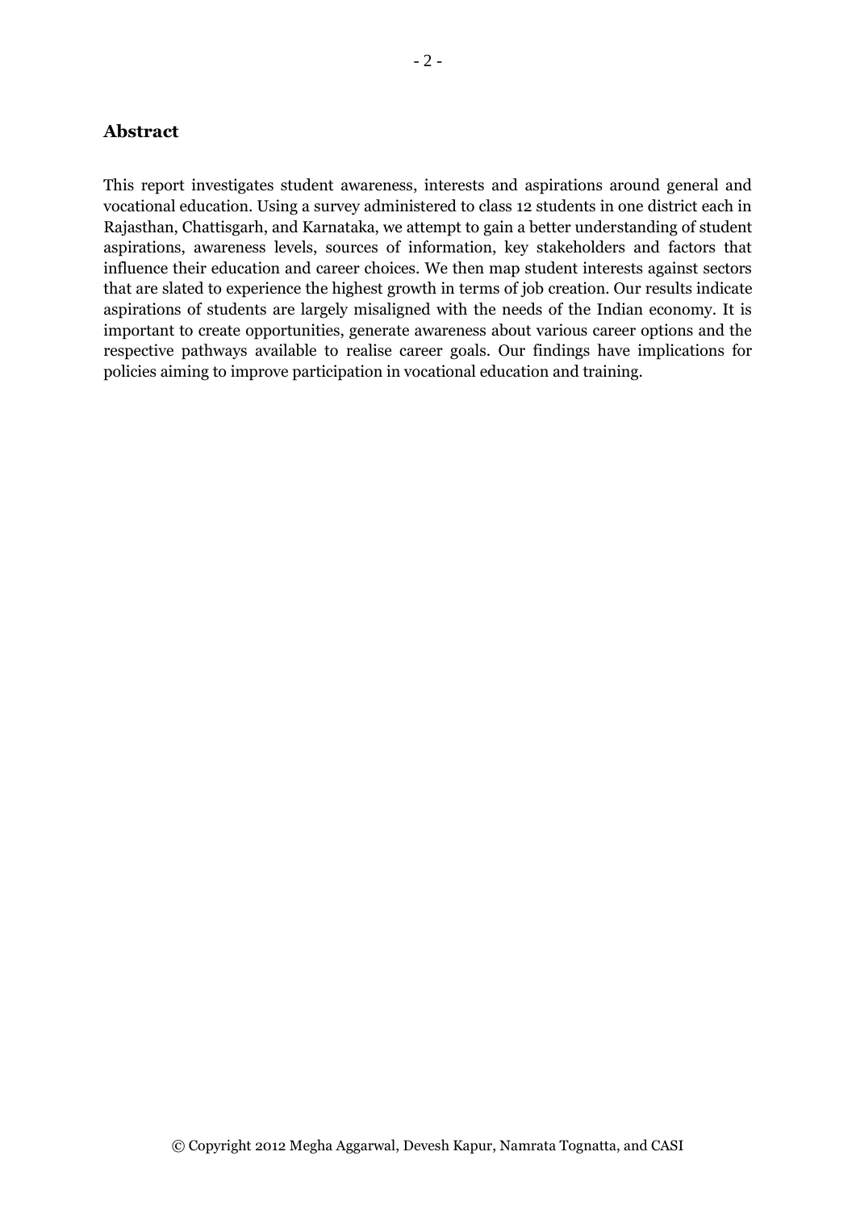## Abstract

This report investigates student awareness, interests and aspirations around general and vocational education. Using a survey administered to class 12 students in one district each in Rajasthan, Chattisgarh, and Karnataka, we attempt to gain a better understanding of student aspirations, awareness levels, sources of information, key stakeholders and factors that influence their education and career choices. We then map student interests against sectors that are slated to experience the highest growth in terms of job creation. Our results indicate aspirations of students are largely misaligned with the needs of the Indian economy. It is important to create opportunities, generate awareness about various career options and the respective pathways available to realise career goals. Our findings have implications for policies aiming to improve participation in vocational education and training.

© Copyright 2012 Megha Aggarwal, Devesh Kapur, Namrata Tognatta, and CASI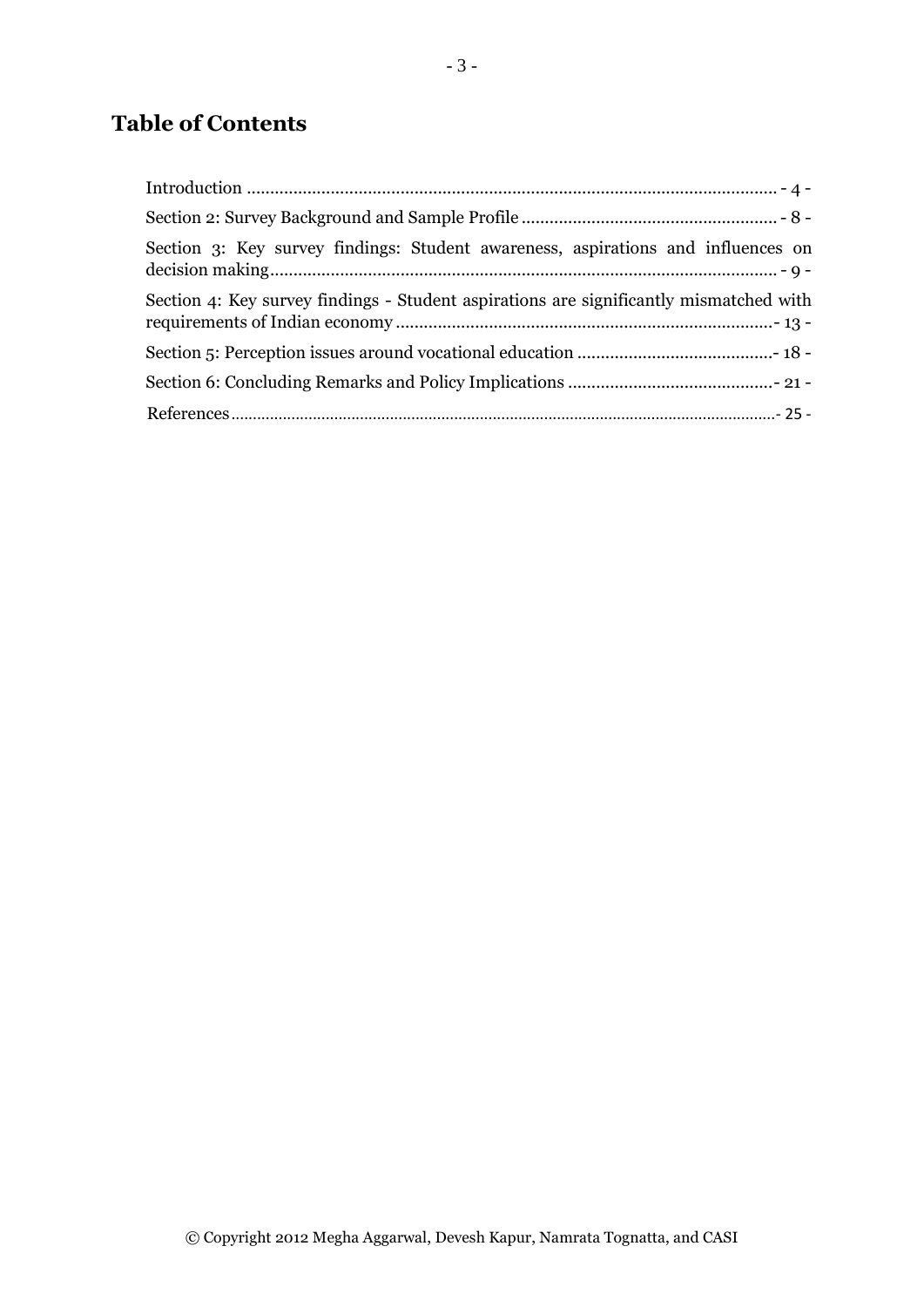# Table of Contents

Introduction ................................................................................................................ - 4 -

Section 2: Survey Background and Sample Profile ...................................................... - 8 -

Section 3: Key survey findings: Student awareness, aspirations and influences on decision making............................................................................................................ - 9 -

Section 4: Key survey findings - Student aspirations are significantly mismatched with requirements of Indian economy ................................................................................- 13 -

Section 5: Perception issues around vocational education ..........................................- 18 -

Section 6: Concluding Remarks and Policy Implications ............................................- 21 -

References...........................................................................................................................- 25 -

© Copyright 2012 Megha Aggarwal, Devesh Kapur, Namrata Tognatta, and CASI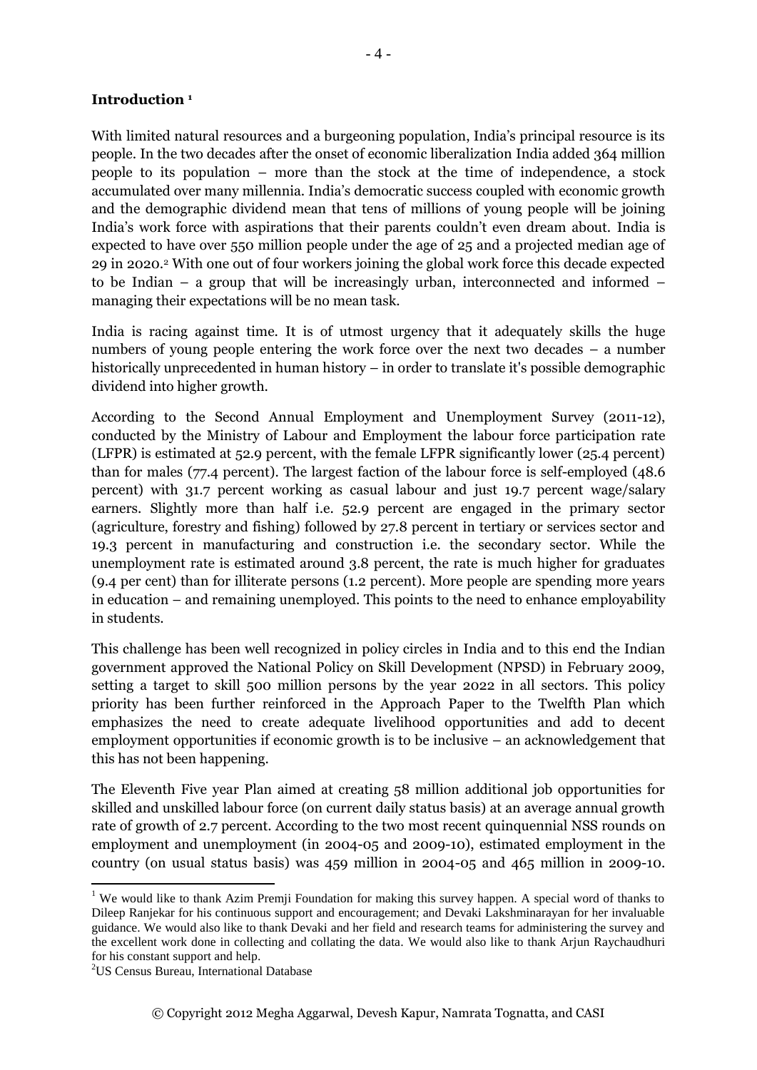## Introduction [1]

With limited natural resources and a burgeoning population, India's principal resource is its people. In the two decades after the onset of economic liberalization India added 364 million people to its population – more than the stock at the time of independence, a stock accumulated over many millennia. India's democratic success coupled with economic growth and the demographic dividend mean that tens of millions of young people will be joining India's work force with aspirations that their parents couldn't even dream about. India is expected to have over 550 million people under the age of 25 and a projected median age of 29 in 2020.[2] With one out of four workers joining the global work force this decade expected to be Indian – a group that will be increasingly urban, interconnected and informed – managing their expectations will be no mean task.

India is racing against time. It is of utmost urgency that it adequately skills the huge numbers of young people entering the work force over the next two decades – a number historically unprecedented in human history – in order to translate it's possible demographic dividend into higher growth.

According to the Second Annual Employment and Unemployment Survey (2011-12), conducted by the Ministry of Labour and Employment the labour force participation rate (LFPR) is estimated at 52.9 percent, with the female LFPR significantly lower (25.4 percent) than for males (77.4 percent). The largest faction of the labour force is self-employed (48.6 percent) with 31.7 percent working as casual labour and just 19.7 percent wage/salary earners. Slightly more than half i.e. 52.9 percent are engaged in the primary sector (agriculture, forestry and fishing) followed by 27.8 percent in tertiary or services sector and 19.3 percent in manufacturing and construction i.e. the secondary sector. While the unemployment rate is estimated around 3.8 percent, the rate is much higher for graduates (9.4 per cent) than for illiterate persons (1.2 percent). More people are spending more years in education – and remaining unemployed. This points to the need to enhance employability in students.

This challenge has been well recognized in policy circles in India and to this end the Indian government approved the National Policy on Skill Development (NPSD) in February 2009, setting a target to skill 500 million persons by the year 2022 in all sectors. This policy priority has been further reinforced in the Approach Paper to the Twelfth Plan which emphasizes the need to create adequate livelihood opportunities and add to decent employment opportunities if economic growth is to be inclusive – an acknowledgement that this has not been happening.

The Eleventh Five year Plan aimed at creating 58 million additional job opportunities for skilled and unskilled labour force (on current daily status basis) at an average annual growth rate of growth of 2.7 percent. According to the two most recent quinquennial NSS rounds on employment and unemployment (in 2004-05 and 2009-10), estimated employment in the country (on usual status basis) was 459 million in 2004-05 and 465 million in 2009-10.

---

[1] We would like to thank Azim Premji Foundation for making this survey happen. A special word of thanks to Dileep Ranjekar for his continuous support and encouragement; and Devaki Lakshminarayan for her invaluable guidance. We would also like to thank Devaki and her field and research teams for administering the survey and the excellent work done in collecting and collating the data. We would also like to thank Arjun Raychaudhuri for his constant support and help.

[2] US Census Bureau, International Database

© Copyright 2012 Megha Aggarwal, Devesh Kapur, Namrata Tognatta, and CASI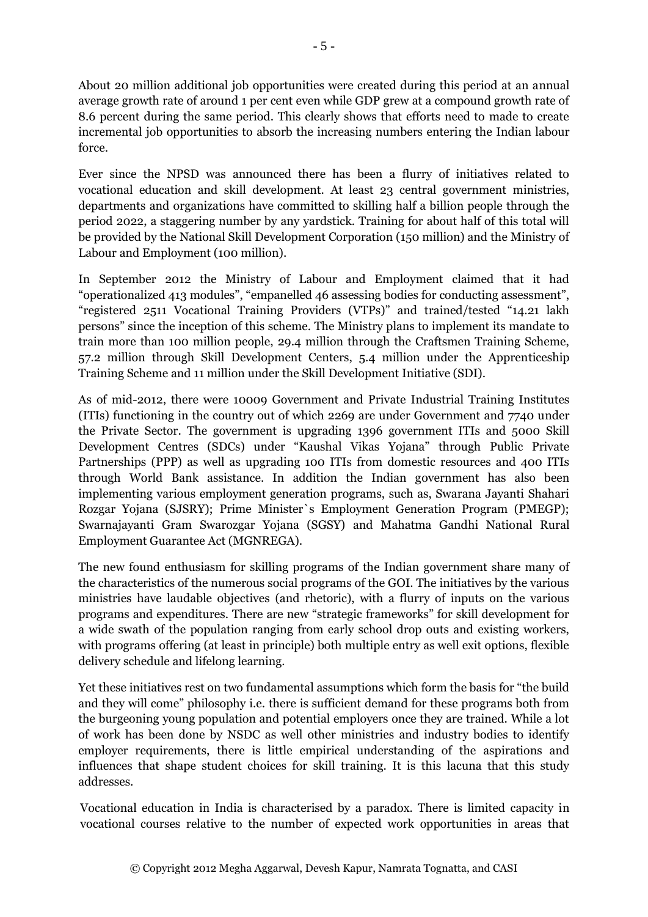About 20 million additional job opportunities were created during this period at an annual average growth rate of around 1 per cent even while GDP grew at a compound growth rate of 8.6 percent during the same period. This clearly shows that efforts need to made to create incremental job opportunities to absorb the increasing numbers entering the Indian labour force.

Ever since the NPSD was announced there has been a flurry of initiatives related to vocational education and skill development. At least 23 central government ministries, departments and organizations have committed to skilling half a billion people through the period 2022, a staggering number by any yardstick. Training for about half of this total will be provided by the National Skill Development Corporation (150 million) and the Ministry of Labour and Employment (100 million).

In September 2012 the Ministry of Labour and Employment claimed that it had "operationalized 413 modules", "empanelled 46 assessing bodies for conducting assessment", "registered 2511 Vocational Training Providers (VTPs)" and trained/tested "14.21 lakh persons" since the inception of this scheme. The Ministry plans to implement its mandate to train more than 100 million people, 29.4 million through the Craftsmen Training Scheme, 57.2 million through Skill Development Centers, 5.4 million under the Apprenticeship Training Scheme and 11 million under the Skill Development Initiative (SDI).

As of mid-2012, there were 10009 Government and Private Industrial Training Institutes (ITIs) functioning in the country out of which 2269 are under Government and 7740 under the Private Sector. The government is upgrading 1396 government ITIs and 5000 Skill Development Centres (SDCs) under "Kaushal Vikas Yojana" through Public Private Partnerships (PPP) as well as upgrading 100 ITIs from domestic resources and 400 ITIs through World Bank assistance. In addition the Indian government has also been implementing various employment generation programs, such as, Swarana Jayanti Shahari Rozgar Yojana (SJSRY); Prime Minister`s Employment Generation Program (PMEGP); Swarnajayanti Gram Swarozgar Yojana (SGSY) and Mahatma Gandhi National Rural Employment Guarantee Act (MGNREGA).

The new found enthusiasm for skilling programs of the Indian government share many of the characteristics of the numerous social programs of the GOI. The initiatives by the various ministries have laudable objectives (and rhetoric), with a flurry of inputs on the various programs and expenditures. There are new "strategic frameworks" for skill development for a wide swath of the population ranging from early school drop outs and existing workers, with programs offering (at least in principle) both multiple entry as well exit options, flexible delivery schedule and lifelong learning.

Yet these initiatives rest on two fundamental assumptions which form the basis for "the build and they will come" philosophy i.e. there is sufficient demand for these programs both from the burgeoning young population and potential employers once they are trained. While a lot of work has been done by NSDC as well other ministries and industry bodies to identify employer requirements, there is little empirical understanding of the aspirations and influences that shape student choices for skill training. It is this lacuna that this study addresses.

Vocational education in India is characterised by a paradox. There is limited capacity in vocational courses relative to the number of expected work opportunities in areas that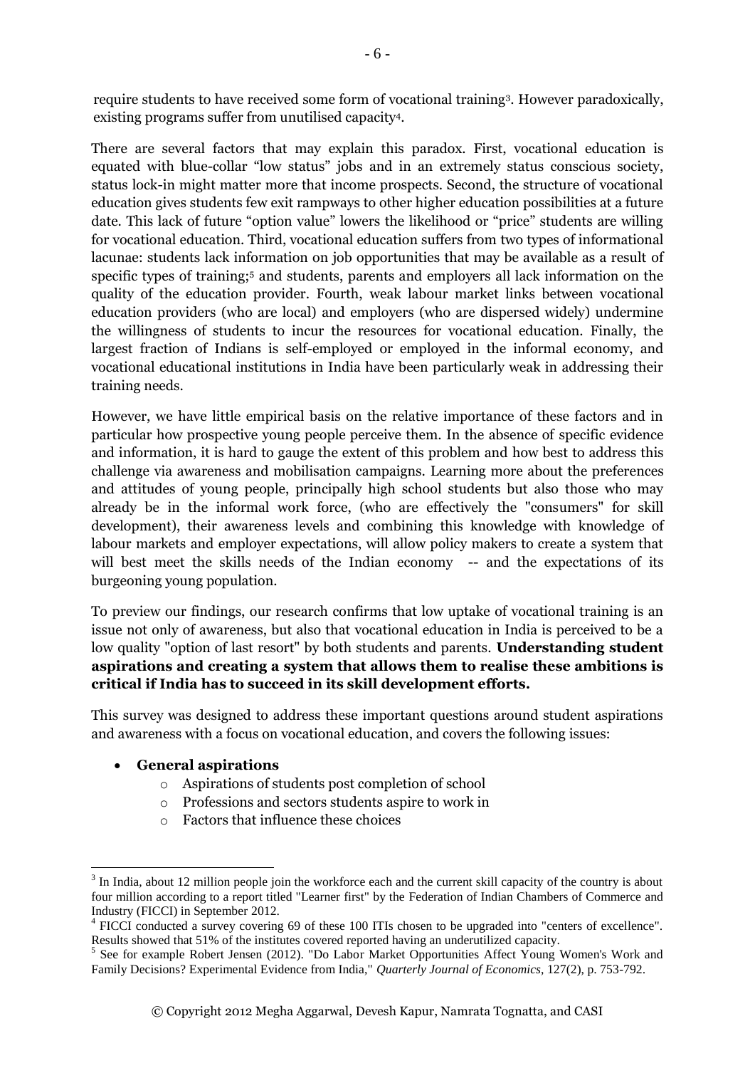require students to have received some form of vocational training[3]. However paradoxically, existing programs suffer from unutilised capacity[4].

There are several factors that may explain this paradox. First, vocational education is equated with blue-collar "low status" jobs and in an extremely status conscious society, status lock-in might matter more that income prospects. Second, the structure of vocational education gives students few exit rampways to other higher education possibilities at a future date. This lack of future "option value" lowers the likelihood or "price" students are willing for vocational education. Third, vocational education suffers from two types of informational lacunae: students lack information on job opportunities that may be available as a result of specific types of training;[5] and students, parents and employers all lack information on the quality of the education provider. Fourth, weak labour market links between vocational education providers (who are local) and employers (who are dispersed widely) undermine the willingness of students to incur the resources for vocational education. Finally, the largest fraction of Indians is self-employed or employed in the informal economy, and vocational educational institutions in India have been particularly weak in addressing their training needs.

However, we have little empirical basis on the relative importance of these factors and in particular how prospective young people perceive them. In the absence of specific evidence and information, it is hard to gauge the extent of this problem and how best to address this challenge via awareness and mobilisation campaigns. Learning more about the preferences and attitudes of young people, principally high school students but also those who may already be in the informal work force, (who are effectively the "consumers" for skill development), their awareness levels and combining this knowledge with knowledge of labour markets and employer expectations, will allow policy makers to create a system that will best meet the skills needs of the Indian economy -- and the expectations of its burgeoning young population.

To preview our findings, our research confirms that low uptake of vocational training is an issue not only of awareness, but also that vocational education in India is perceived to be a low quality "option of last resort" by both students and parents. **Understanding student aspirations and creating a system that allows them to realise these ambitions is critical if India has to succeed in its skill development efforts.**

This survey was designed to address these important questions around student aspirations and awareness with a focus on vocational education, and covers the following issues:

- **General aspirations**
  - Aspirations of students post completion of school
  - Professions and sectors students aspire to work in
  - Factors that influence these choices

---

[3] In India, about 12 million people join the workforce each and the current skill capacity of the country is about four million according to a report titled "Learner first" by the Federation of Indian Chambers of Commerce and Industry (FICCI) in September 2012.

[4] FICCI conducted a survey covering 69 of these 100 ITIs chosen to be upgraded into "centers of excellence". Results showed that 51% of the institutes covered reported having an underutilized capacity.

[5] See for example Robert Jensen (2012). "Do Labor Market Opportunities Affect Young Women's Work and Family Decisions? Experimental Evidence from India," *Quarterly Journal of Economics*, 127(2), p. 753-792.

© Copyright 2012 Megha Aggarwal, Devesh Kapur, Namrata Tognatta, and CASI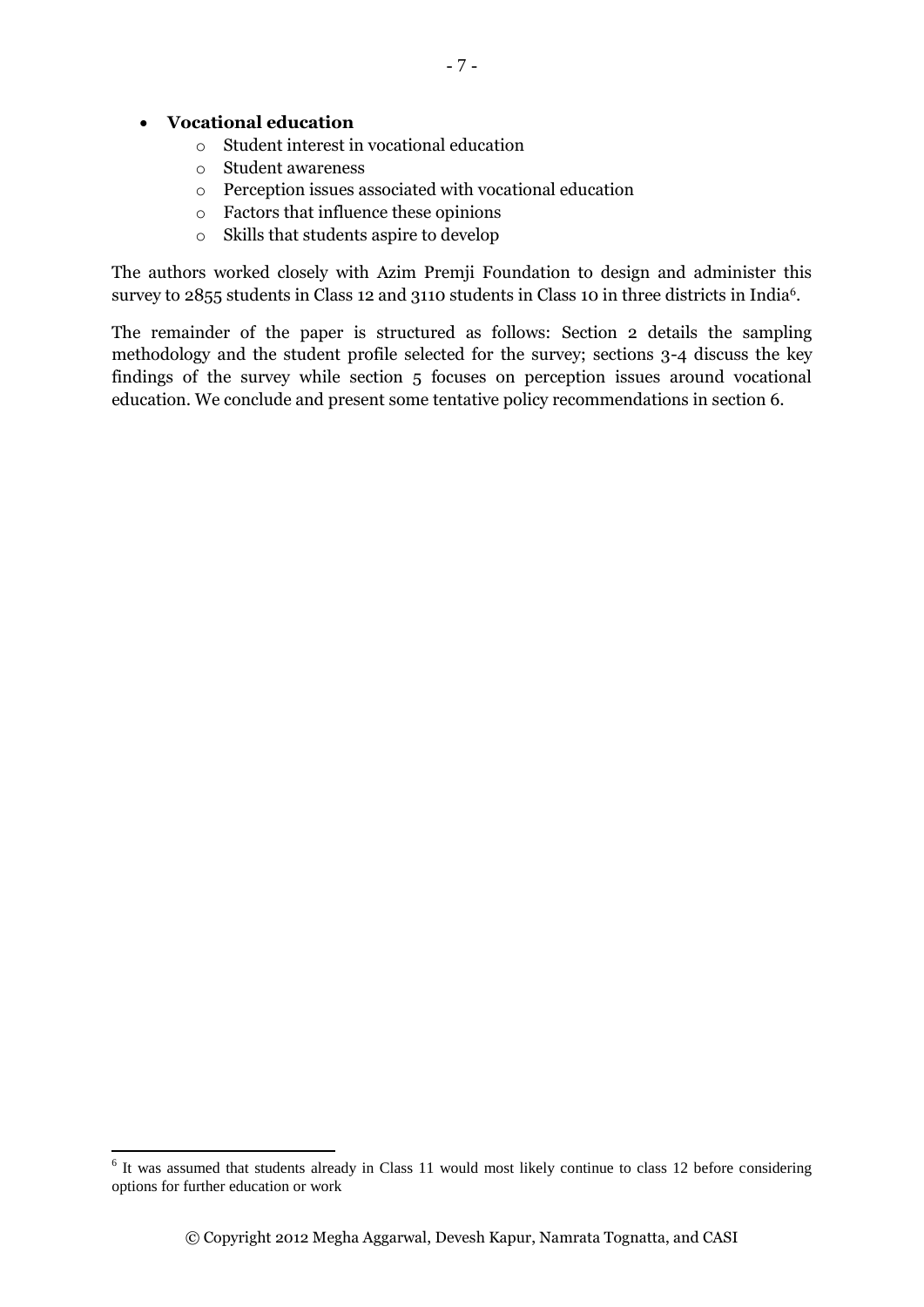- **Vocational education**
  - Student interest in vocational education
  - Student awareness
  - Perception issues associated with vocational education
  - Factors that influence these opinions
  - Skills that students aspire to develop

The authors worked closely with Azim Premji Foundation to design and administer this survey to 2855 students in Class 12 and 3110 students in Class 10 in three districts in India[6].

The remainder of the paper is structured as follows: Section 2 details the sampling methodology and the student profile selected for the survey; sections 3-4 discuss the key findings of the survey while section 5 focuses on perception issues around vocational education. We conclude and present some tentative policy recommendations in section 6.

---

[6] It was assumed that students already in Class 11 would most likely continue to class 12 before considering options for further education or work

© Copyright 2012 Megha Aggarwal, Devesh Kapur, Namrata Tognatta, and CASI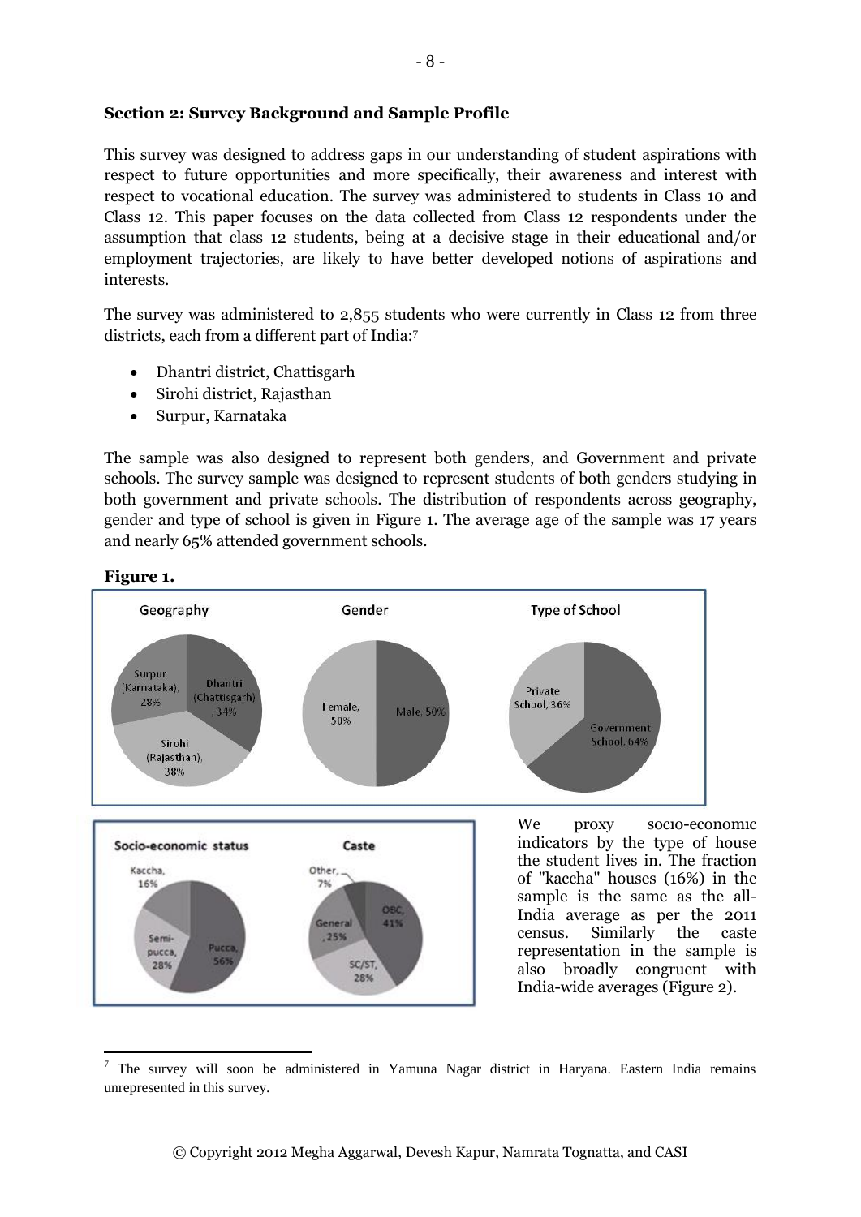**Section 2: Survey Background and Sample Profile**

This survey was designed to address gaps in our understanding of student aspirations with respect to future opportunities and more specifically, their awareness and interest with respect to vocational education. The survey was administered to students in Class 10 and Class 12. This paper focuses on the data collected from Class 12 respondents under the assumption that class 12 students, being at a decisive stage in their educational and/or employment trajectories, are likely to have better developed notions of aspirations and interests.

The survey was administered to 2,855 students who were currently in Class 12 from three districts, each from a different part of India:[7]

- Dhantri district, Chattisgarh
- Sirohi district, Rajasthan
- Surpur, Karnataka

The sample was also designed to represent both genders, and Government and private schools. The survey sample was designed to represent students of both genders studying in both government and private schools. The distribution of respondents across geography, gender and type of school is given in Figure 1. The average age of the sample was 17 years and nearly 65% attended government schools.

**Figure 1.**

| Geography | Gender | Type of School |
|---|---|---|
| Dhantri (Chattisgarh), 34% | Male, 50% | Government School, 64% |
| Sirohi (Rajasthan), 38% | Female, 50% | Private School, 36% |
| Surpur (Karnataka), 28% | | |

| Socio-economic status | Caste |
|---|---|
| Pucca, 56% | OBC, 41% |
| Semi-pucca, 28% | SC/ST, 28% |
| Kaccha, 16% | General, 25% |
| | Other, 7% |

We proxy socio-economic indicators by the type of house the student lives in. The fraction of "kaccha" houses (16%) in the sample is the same as the all-India average as per the 2011 census. Similarly the caste representation in the sample is also broadly congruent with India-wide averages (Figure 2).

[7] The survey will soon be administered in Yamuna Nagar district in Haryana. Eastern India remains unrepresented in this survey.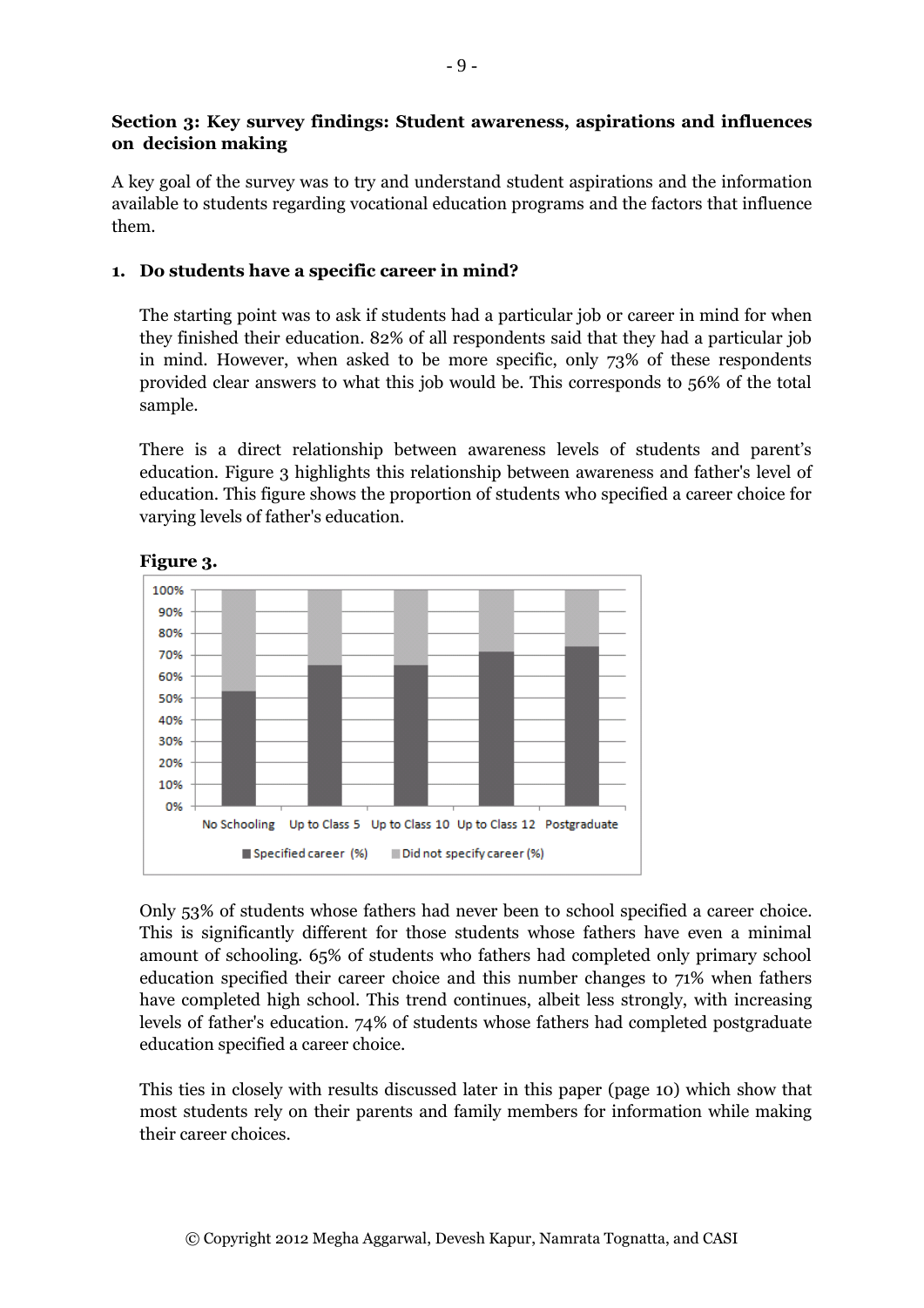**Section 3: Key survey findings: Student awareness, aspirations and influences on decision making**

A key goal of the survey was to try and understand student aspirations and the information available to students regarding vocational education programs and the factors that influence them.

**1. Do students have a specific career in mind?**

The starting point was to ask if students had a particular job or career in mind for when they finished their education. 82% of all respondents said that they had a particular job in mind. However, when asked to be more specific, only 73% of these respondents provided clear answers to what this job would be. This corresponds to 56% of the total sample.

There is a direct relationship between awareness levels of students and parent's education. Figure 3 highlights this relationship between awareness and father's level of education. This figure shows the proportion of students who specified a career choice for varying levels of father's education.

**Figure 3.**

Only 53% of students whose fathers had never been to school specified a career choice. This is significantly different for those students whose fathers have even a minimal amount of schooling. 65% of students who fathers had completed only primary school education specified their career choice and this number changes to 71% when fathers have completed high school. This trend continues, albeit less strongly, with increasing levels of father's education. 74% of students whose fathers had completed postgraduate education specified a career choice.

This ties in closely with results discussed later in this paper (page 10) which show that most students rely on their parents and family members for information while making their career choices.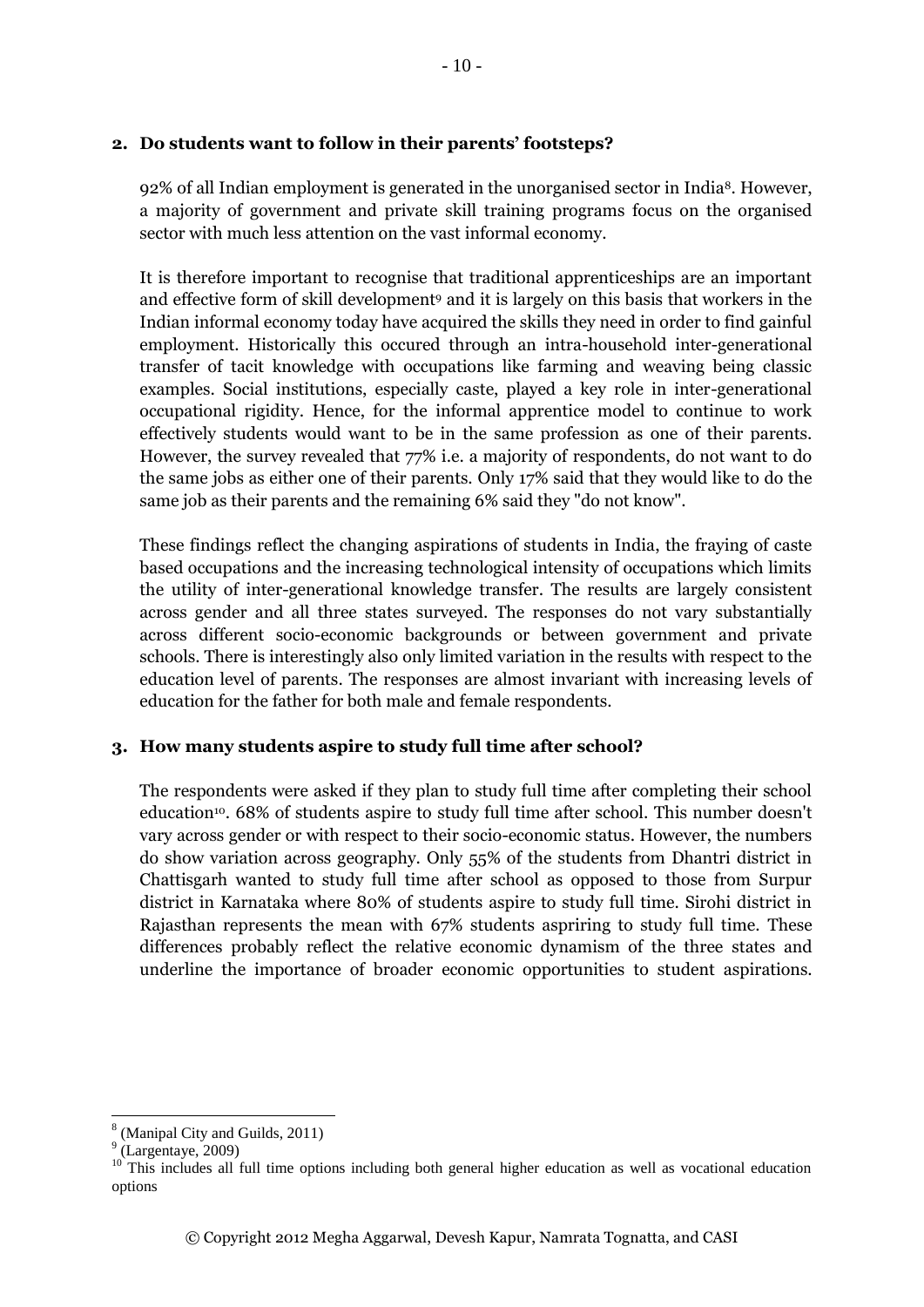## 2. Do students want to follow in their parents' footsteps?

92% of all Indian employment is generated in the unorganised sector in India[8]. However, a majority of government and private skill training programs focus on the organised sector with much less attention on the vast informal economy.

It is therefore important to recognise that traditional apprenticeships are an important and effective form of skill development[9] and it is largely on this basis that workers in the Indian informal economy today have acquired the skills they need in order to find gainful employment. Historically this occured through an intra-household inter-generational transfer of tacit knowledge with occupations like farming and weaving being classic examples. Social institutions, especially caste, played a key role in inter-generational occupational rigidity. Hence, for the informal apprentice model to continue to work effectively students would want to be in the same profession as one of their parents. However, the survey revealed that 77% i.e. a majority of respondents, do not want to do the same jobs as either one of their parents. Only 17% said that they would like to do the same job as their parents and the remaining 6% said they "do not know".

These findings reflect the changing aspirations of students in India, the fraying of caste based occupations and the increasing technological intensity of occupations which limits the utility of inter-generational knowledge transfer. The results are largely consistent across gender and all three states surveyed. The responses do not vary substantially across different socio-economic backgrounds or between government and private schools. There is interestingly also only limited variation in the results with respect to the education level of parents. The responses are almost invariant with increasing levels of education for the father for both male and female respondents.

## 3. How many students aspire to study full time after school?

The respondents were asked if they plan to study full time after completing their school education[10]. 68% of students aspire to study full time after school. This number doesn't vary across gender or with respect to their socio-economic status. However, the numbers do show variation across geography. Only 55% of the students from Dhantri district in Chattisgarh wanted to study full time after school as opposed to those from Surpur district in Karnataka where 80% of students aspire to study full time. Sirohi district in Rajasthan represents the mean with 67% students aspriring to study full time. These differences probably reflect the relative economic dynamism of the three states and underline the importance of broader economic opportunities to student aspirations.

---

[8] (Manipal City and Guilds, 2011)

[9] (Largentaye, 2009)

[10] This includes all full time options including both general higher education as well as vocational education options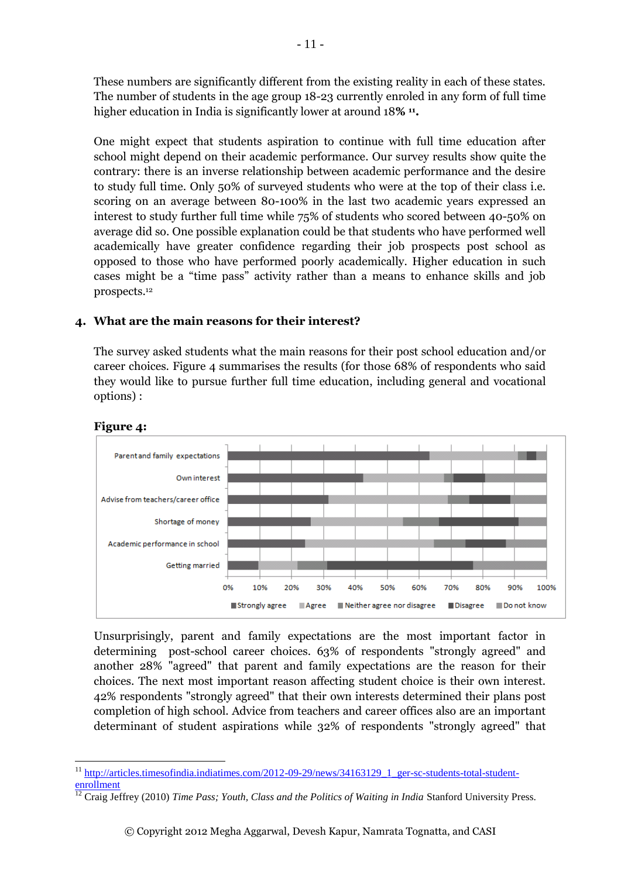These numbers are significantly different from the existing reality in each of these states. The number of students in the age group 18-23 currently enroled in any form of full time higher education in India is significantly lower at around 18**%** [11]**.**

One might expect that students aspiration to continue with full time education after school might depend on their academic performance. Our survey results show quite the contrary: there is an inverse relationship between academic performance and the desire to study full time. Only 50% of surveyed students who were at the top of their class i.e. scoring on an average between 80-100% in the last two academic years expressed an interest to study further full time while 75% of students who scored between 40-50% on average did so. One possible explanation could be that students who have performed well academically have greater confidence regarding their job prospects post school as opposed to those who have performed poorly academically. Higher education in such cases might be a "time pass" activity rather than a means to enhance skills and job prospects.[12]

## 4. What are the main reasons for their interest?

The survey asked students what the main reasons for their post school education and/or career choices. Figure 4 summarises the results (for those 68% of respondents who said they would like to pursue further full time education, including general and vocational options) :

**Figure 4:**

Unsurprisingly, parent and family expectations are the most important factor in determining post-school career choices. 63% of respondents "strongly agreed" and another 28% "agreed" that parent and family expectations are the reason for their choices. The next most important reason affecting student choice is their own interest. 42% respondents "strongly agreed" that their own interests determined their plans post completion of high school. Advice from teachers and career offices also are an important determinant of student aspirations while 32% of respondents "strongly agreed" that

---

[11] http://articles.timesofindia.indiatimes.com/2012-09-29/news/34163129_1_ger-sc-students-total-student-enrollment

[12] Craig Jeffrey (2010) *Time Pass; Youth, Class and the Politics of Waiting in India* Stanford University Press.

© Copyright 2012 Megha Aggarwal, Devesh Kapur, Namrata Tognatta, and CASI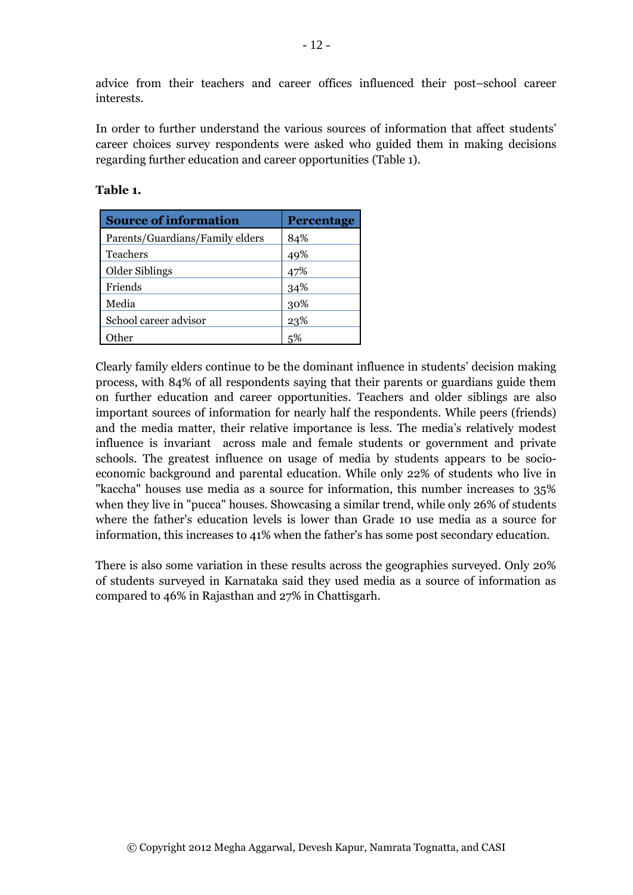advice from their teachers and career offices influenced their post–school career interests.

In order to further understand the various sources of information that affect students' career choices survey respondents were asked who guided them in making decisions regarding further education and career opportunities (Table 1).

**Table 1.**

| Source of information | Percentage |
|---|---|
| Parents/Guardians/Family elders | 84% |
| Teachers | 49% |
| Older Siblings | 47% |
| Friends | 34% |
| Media | 30% |
| School career advisor | 23% |
| Other | 5% |

Clearly family elders continue to be the dominant influence in students' decision making process, with 84% of all respondents saying that their parents or guardians guide them on further education and career opportunities. Teachers and older siblings are also important sources of information for nearly half the respondents. While peers (friends) and the media matter, their relative importance is less. The media's relatively modest influence is invariant across male and female students or government and private schools. The greatest influence on usage of media by students appears to be socio-economic background and parental education. While only 22% of students who live in "kaccha" houses use media as a source for information, this number increases to 35% when they live in "pucca" houses. Showcasing a similar trend, while only 26% of students where the father's education levels is lower than Grade 10 use media as a source for information, this increases to 41% when the father's has some post secondary education.

There is also some variation in these results across the geographies surveyed. Only 20% of students surveyed in Karnataka said they used media as a source of information as compared to 46% in Rajasthan and 27% in Chattisgarh.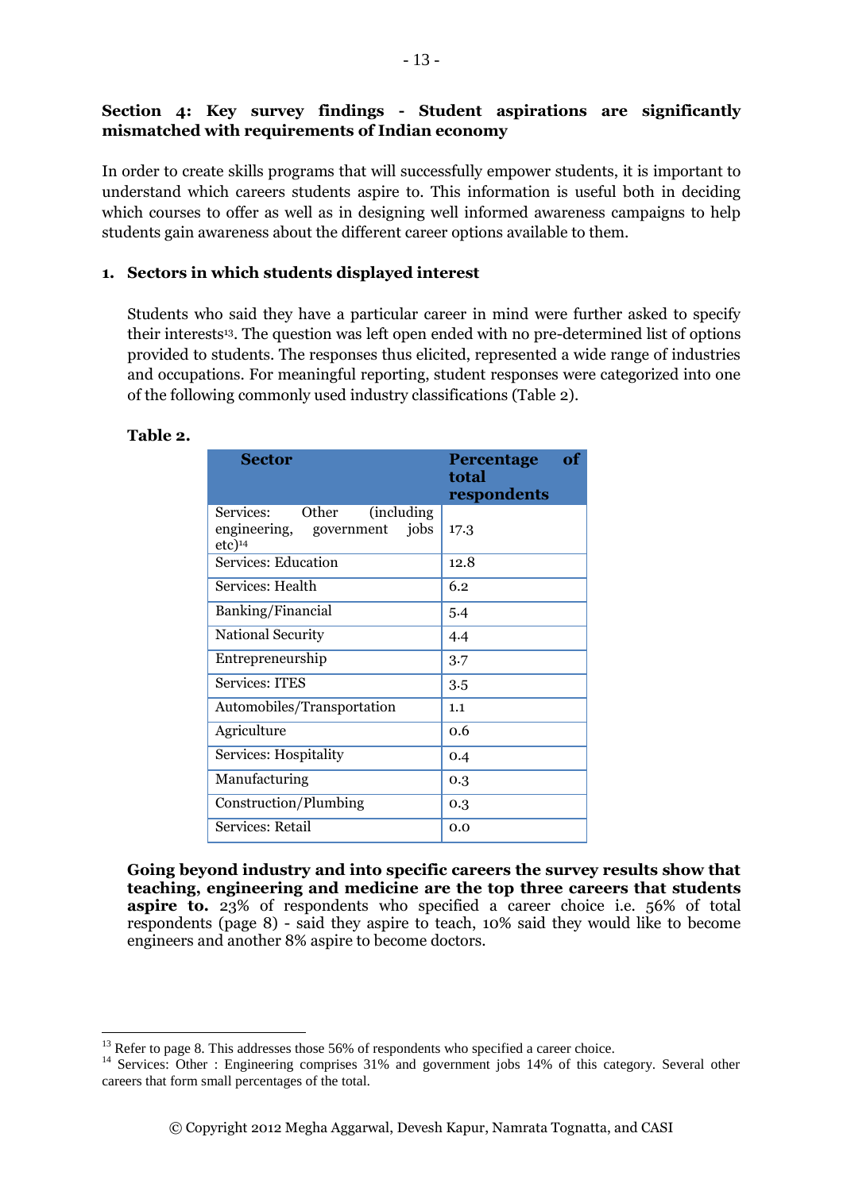## Section 4: Key survey findings - Student aspirations are significantly mismatched with requirements of Indian economy

In order to create skills programs that will successfully empower students, it is important to understand which careers students aspire to. This information is useful both in deciding which courses to offer as well as in designing well informed awareness campaigns to help students gain awareness about the different career options available to them.

### 1. Sectors in which students displayed interest

Students who said they have a particular career in mind were further asked to specify their interests[13]. The question was left open ended with no pre-determined list of options provided to students. The responses thus elicited, represented a wide range of industries and occupations. For meaningful reporting, student responses were categorized into one of the following commonly used industry classifications (Table 2).

**Table 2.**

| Sector | Percentage of total respondents |
|---|---|
| Services: Other (including engineering, government jobs etc)[14] | 17.3 |
| Services: Education | 12.8 |
| Services: Health | 6.2 |
| Banking/Financial | 5.4 |
| National Security | 4.4 |
| Entrepreneurship | 3.7 |
| Services: ITES | 3.5 |
| Automobiles/Transportation | 1.1 |
| Agriculture | 0.6 |
| Services: Hospitality | 0.4 |
| Manufacturing | 0.3 |
| Construction/Plumbing | 0.3 |
| Services: Retail | 0.0 |

**Going beyond industry and into specific careers the survey results show that teaching, engineering and medicine are the top three careers that students aspire to.** 23% of respondents who specified a career choice i.e. 56% of total respondents (page 8) - said they aspire to teach, 10% said they would like to become engineers and another 8% aspire to become doctors.

---

[13] Refer to page 8. This addresses those 56% of respondents who specified a career choice.

[14] Services: Other : Engineering comprises 31% and government jobs 14% of this category. Several other careers that form small percentages of the total.

© Copyright 2012 Megha Aggarwal, Devesh Kapur, Namrata Tognatta, and CASI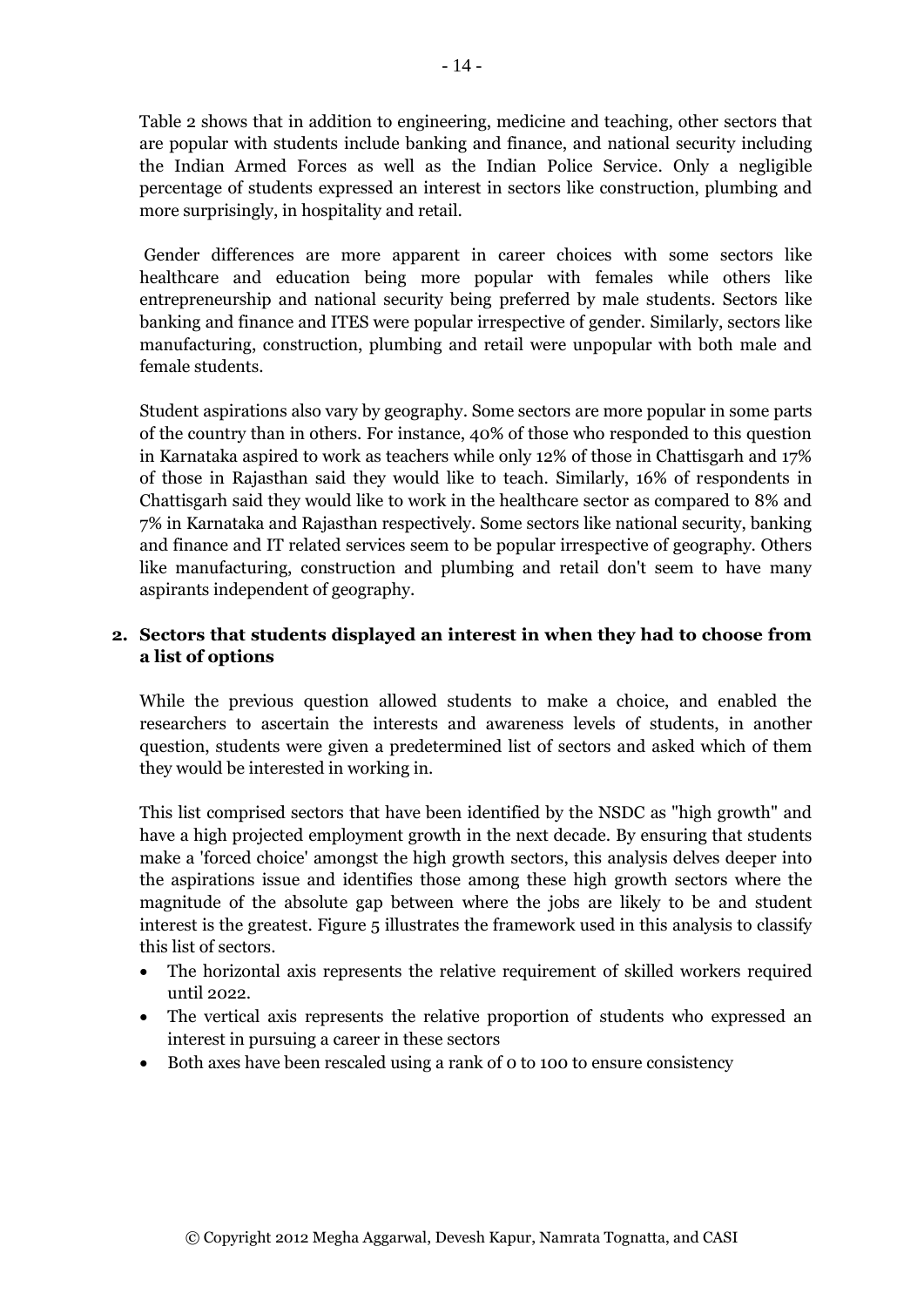Table 2 shows that in addition to engineering, medicine and teaching, other sectors that are popular with students include banking and finance, and national security including the Indian Armed Forces as well as the Indian Police Service. Only a negligible percentage of students expressed an interest in sectors like construction, plumbing and more surprisingly, in hospitality and retail.

Gender differences are more apparent in career choices with some sectors like healthcare and education being more popular with females while others like entrepreneurship and national security being preferred by male students. Sectors like banking and finance and ITES were popular irrespective of gender. Similarly, sectors like manufacturing, construction, plumbing and retail were unpopular with both male and female students.

Student aspirations also vary by geography. Some sectors are more popular in some parts of the country than in others. For instance, 40% of those who responded to this question in Karnataka aspired to work as teachers while only 12% of those in Chattisgarh and 17% of those in Rajasthan said they would like to teach. Similarly, 16% of respondents in Chattisgarh said they would like to work in the healthcare sector as compared to 8% and 7% in Karnataka and Rajasthan respectively. Some sectors like national security, banking and finance and IT related services seem to be popular irrespective of geography. Others like manufacturing, construction and plumbing and retail don't seem to have many aspirants independent of geography.

## 2. Sectors that students displayed an interest in when they had to choose from a list of options

While the previous question allowed students to make a choice, and enabled the researchers to ascertain the interests and awareness levels of students, in another question, students were given a predetermined list of sectors and asked which of them they would be interested in working in.

This list comprised sectors that have been identified by the NSDC as "high growth" and have a high projected employment growth in the next decade. By ensuring that students make a 'forced choice' amongst the high growth sectors, this analysis delves deeper into the aspirations issue and identifies those among these high growth sectors where the magnitude of the absolute gap between where the jobs are likely to be and student interest is the greatest. Figure 5 illustrates the framework used in this analysis to classify this list of sectors.

- The horizontal axis represents the relative requirement of skilled workers required until 2022.
- The vertical axis represents the relative proportion of students who expressed an interest in pursuing a career in these sectors
- Both axes have been rescaled using a rank of 0 to 100 to ensure consistency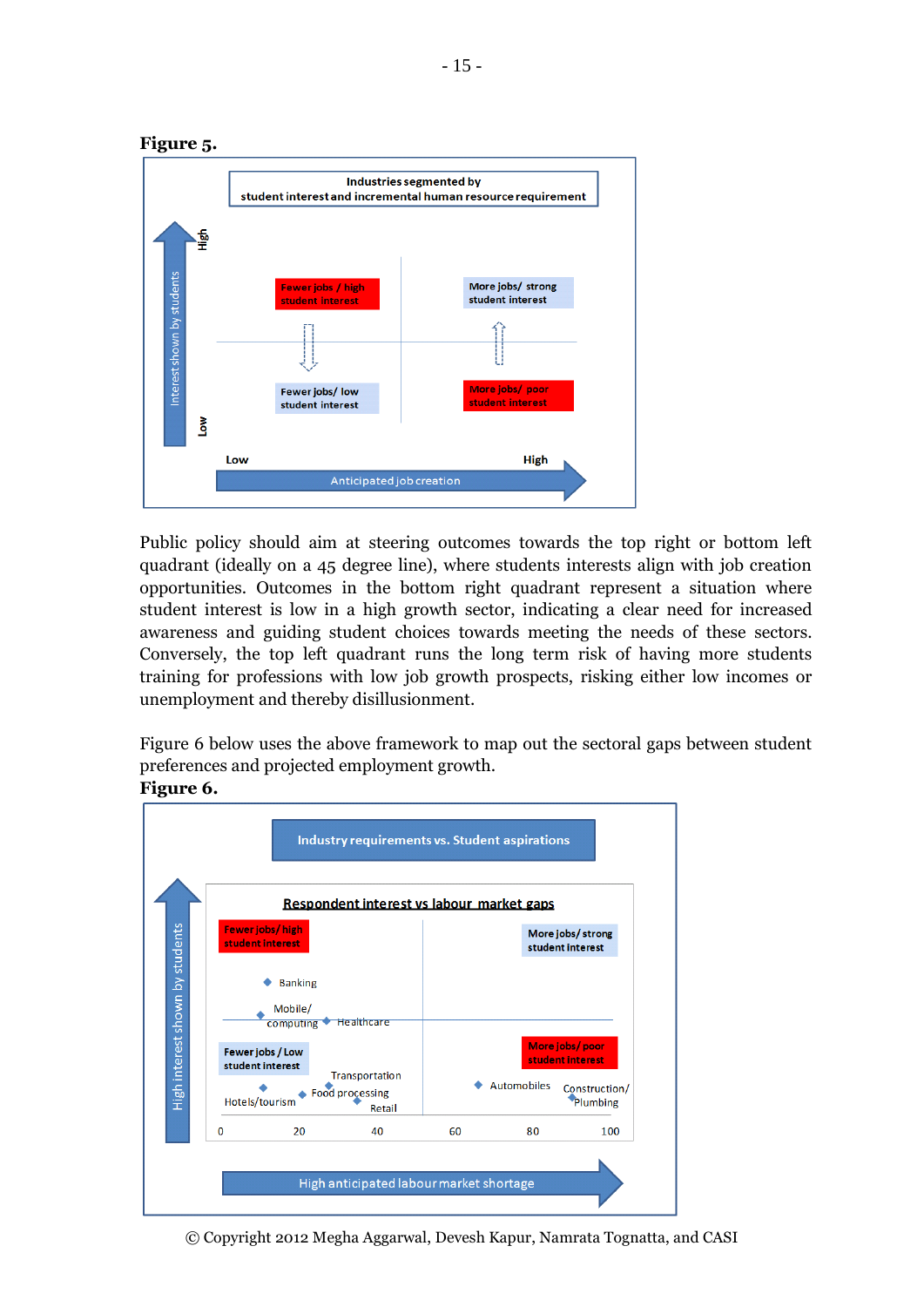**Figure 5.**

Public policy should aim at steering outcomes towards the top right or bottom left quadrant (ideally on a 45 degree line), where students interests align with job creation opportunities. Outcomes in the bottom right quadrant represent a situation where student interest is low in a high growth sector, indicating a clear need for increased awareness and guiding student choices towards meeting the needs of these sectors. Conversely, the top left quadrant runs the long term risk of having more students training for professions with low job growth prospects, risking either low incomes or unemployment and thereby disillusionment.

Figure 6 below uses the above framework to map out the sectoral gaps between student preferences and projected employment growth.

**Figure 6.**

© Copyright 2012 Megha Aggarwal, Devesh Kapur, Namrata Tognatta, and CASI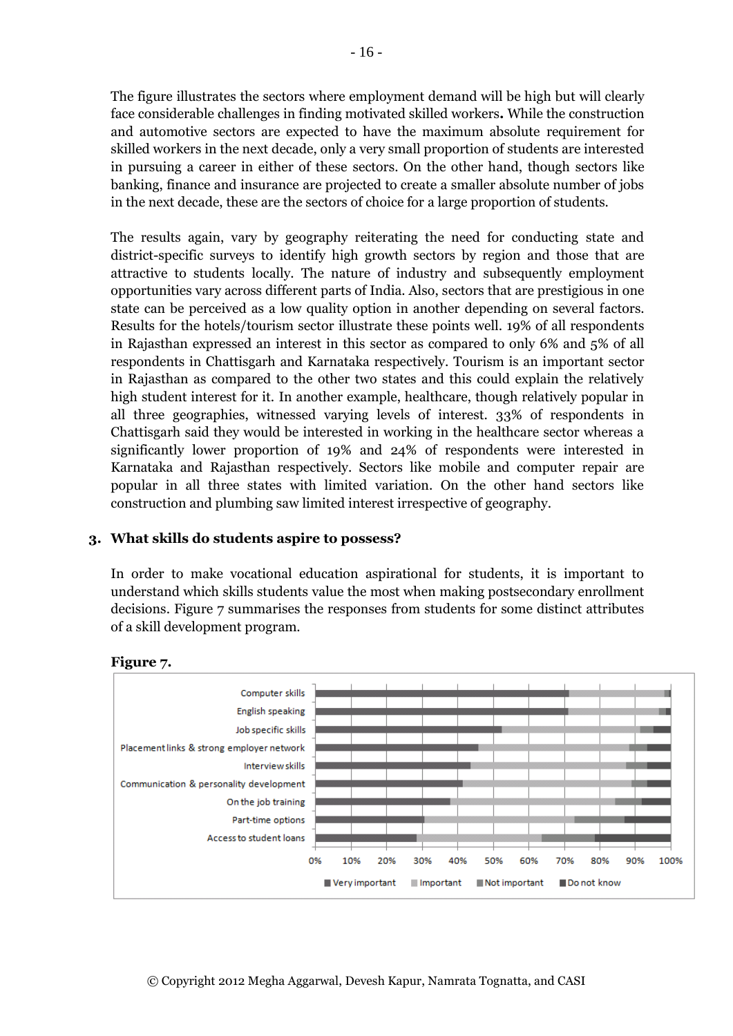The figure illustrates the sectors where employment demand will be high but will clearly face considerable challenges in finding motivated skilled workers**.** While the construction and automotive sectors are expected to have the maximum absolute requirement for skilled workers in the next decade, only a very small proportion of students are interested in pursuing a career in either of these sectors. On the other hand, though sectors like banking, finance and insurance are projected to create a smaller absolute number of jobs in the next decade, these are the sectors of choice for a large proportion of students.

The results again, vary by geography reiterating the need for conducting state and district-specific surveys to identify high growth sectors by region and those that are attractive to students locally. The nature of industry and subsequently employment opportunities vary across different parts of India. Also, sectors that are prestigious in one state can be perceived as a low quality option in another depending on several factors. Results for the hotels/tourism sector illustrate these points well. 19% of all respondents in Rajasthan expressed an interest in this sector as compared to only 6% and 5% of all respondents in Chattisgarh and Karnataka respectively. Tourism is an important sector in Rajasthan as compared to the other two states and this could explain the relatively high student interest for it. In another example, healthcare, though relatively popular in all three geographies, witnessed varying levels of interest. 33% of respondents in Chattisgarh said they would be interested in working in the healthcare sector whereas a significantly lower proportion of 19% and 24% of respondents were interested in Karnataka and Rajasthan respectively. Sectors like mobile and computer repair are popular in all three states with limited variation. On the other hand sectors like construction and plumbing saw limited interest irrespective of geography.

### 3. What skills do students aspire to possess?

In order to make vocational education aspirational for students, it is important to understand which skills students value the most when making postsecondary enrollment decisions. Figure 7 summarises the responses from students for some distinct attributes of a skill development program.

**Figure 7.**

Computer skills
English speaking
Job specific skills
Placement links & strong employer network
Interview skills
Communication & personality development
On the job training
Part-time options
Access to student loans

0% 10% 20% 30% 40% 50% 60% 70% 80% 90% 100%

Very important | Important | Not important | Do not know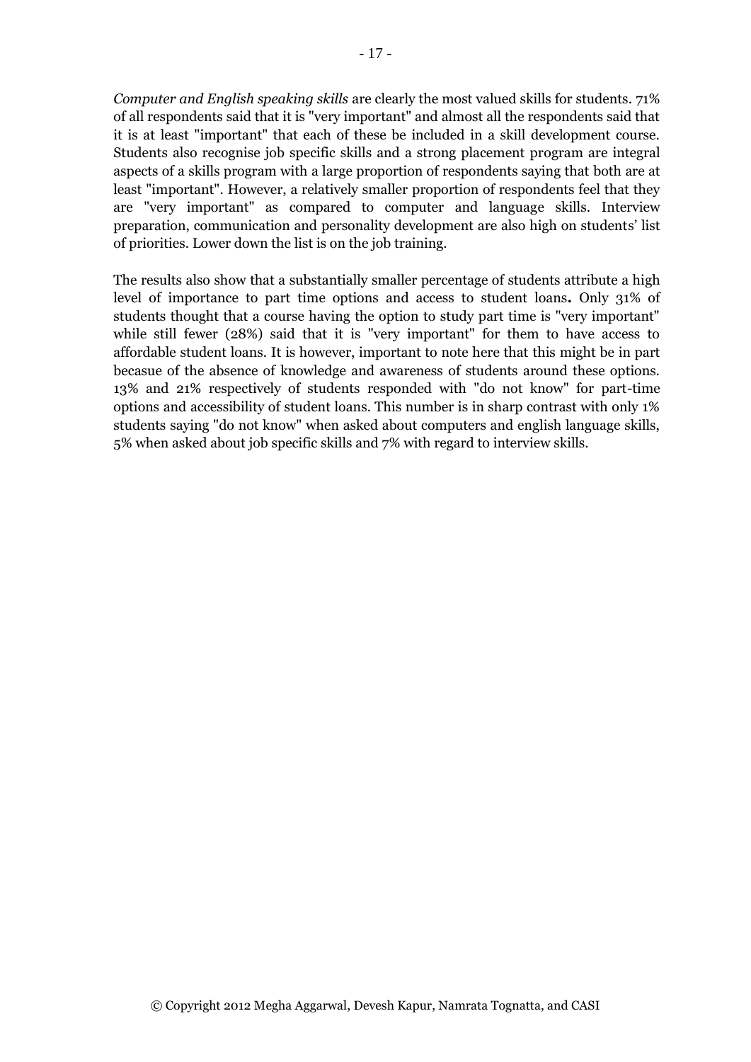*Computer and English speaking skills* are clearly the most valued skills for students. 71% of all respondents said that it is "very important" and almost all the respondents said that it is at least "important" that each of these be included in a skill development course. Students also recognise job specific skills and a strong placement program are integral aspects of a skills program with a large proportion of respondents saying that both are at least "important". However, a relatively smaller proportion of respondents feel that they are "very important" as compared to computer and language skills. Interview preparation, communication and personality development are also high on students' list of priorities. Lower down the list is on the job training.

The results also show that a substantially smaller percentage of students attribute a high level of importance to part time options and access to student loans**.** Only 31% of students thought that a course having the option to study part time is "very important" while still fewer (28%) said that it is "very important" for them to have access to affordable student loans. It is however, important to note here that this might be in part becasue of the absence of knowledge and awareness of students around these options. 13% and 21% respectively of students responded with "do not know" for part-time options and accessibility of student loans. This number is in sharp contrast with only 1% students saying "do not know" when asked about computers and english language skills, 5% when asked about job specific skills and 7% with regard to interview skills.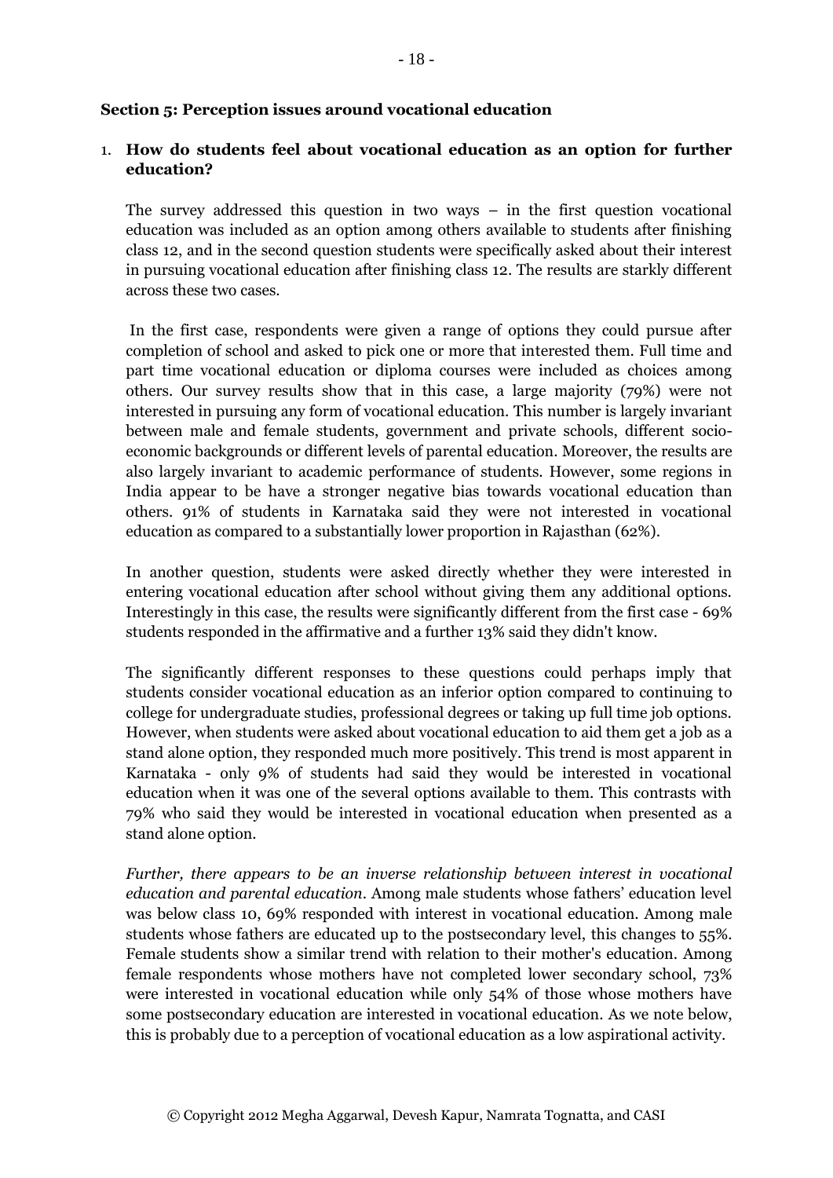**Section 5: Perception issues around vocational education**

1. **How do students feel about vocational education as an option for further education?**

The survey addressed this question in two ways – in the first question vocational education was included as an option among others available to students after finishing class 12, and in the second question students were specifically asked about their interest in pursuing vocational education after finishing class 12. The results are starkly different across these two cases.

In the first case, respondents were given a range of options they could pursue after completion of school and asked to pick one or more that interested them. Full time and part time vocational education or diploma courses were included as choices among others. Our survey results show that in this case, a large majority (79%) were not interested in pursuing any form of vocational education. This number is largely invariant between male and female students, government and private schools, different socio-economic backgrounds or different levels of parental education. Moreover, the results are also largely invariant to academic performance of students. However, some regions in India appear to be have a stronger negative bias towards vocational education than others. 91% of students in Karnataka said they were not interested in vocational education as compared to a substantially lower proportion in Rajasthan (62%).

In another question, students were asked directly whether they were interested in entering vocational education after school without giving them any additional options. Interestingly in this case, the results were significantly different from the first case - 69% students responded in the affirmative and a further 13% said they didn't know.

The significantly different responses to these questions could perhaps imply that students consider vocational education as an inferior option compared to continuing to college for undergraduate studies, professional degrees or taking up full time job options. However, when students were asked about vocational education to aid them get a job as a stand alone option, they responded much more positively. This trend is most apparent in Karnataka - only 9% of students had said they would be interested in vocational education when it was one of the several options available to them. This contrasts with 79% who said they would be interested in vocational education when presented as a stand alone option.

*Further, there appears to be an inverse relationship between interest in vocational education and parental education.* Among male students whose fathers' education level was below class 10, 69% responded with interest in vocational education. Among male students whose fathers are educated up to the postsecondary level, this changes to 55%. Female students show a similar trend with relation to their mother's education. Among female respondents whose mothers have not completed lower secondary school, 73% were interested in vocational education while only 54% of those whose mothers have some postsecondary education are interested in vocational education. As we note below, this is probably due to a perception of vocational education as a low aspirational activity.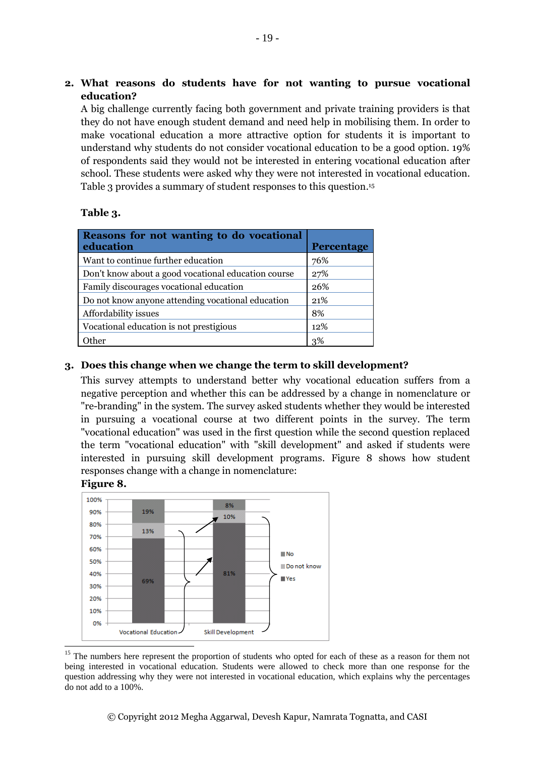2. **What reasons do students have for not wanting to pursue vocational education?**

A big challenge currently facing both government and private training providers is that they do not have enough student demand and need help in mobilising them. In order to make vocational education a more attractive option for students it is important to understand why students do not consider vocational education to be a good option. 19% of respondents said they would not be interested in entering vocational education after school. These students were asked why they were not interested in vocational education. Table 3 provides a summary of student responses to this question.[15]

**Table 3.**

| Reasons for not wanting to do vocational education | Percentage |
|---|---|
| Want to continue further education | 76% |
| Don't know about a good vocational education course | 27% |
| Family discourages vocational education | 26% |
| Do not know anyone attending vocational education | 21% |
| Affordability issues | 8% |
| Vocational education is not prestigious | 12% |
| Other | 3% |

3. **Does this change when we change the term to skill development?**

This survey attempts to understand better why vocational education suffers from a negative perception and whether this can be addressed by a change in nomenclature or "re-branding" in the system. The survey asked students whether they would be interested in pursuing a vocational course at two different points in the survey. The term "vocational education" was used in the first question while the second question replaced the term "vocational education" with "skill development" and asked if students were interested in pursuing skill development programs. Figure 8 shows how student responses change with a change in nomenclature:

**Figure 8.**

| | Yes | Do not know | No |
|---|---|---|---|
| Vocational Education | 69% | 13% | 19% |
| Skill Development | 81% | 10% | 8% |

[15] The numbers here represent the proportion of students who opted for each of these as a reason for them not being interested in vocational education. Students were allowed to check more than one response for the question addressing why they were not interested in vocational education, which explains why the percentages do not add to a 100%.

© Copyright 2012 Megha Aggarwal, Devesh Kapur, Namrata Tognatta, and CASI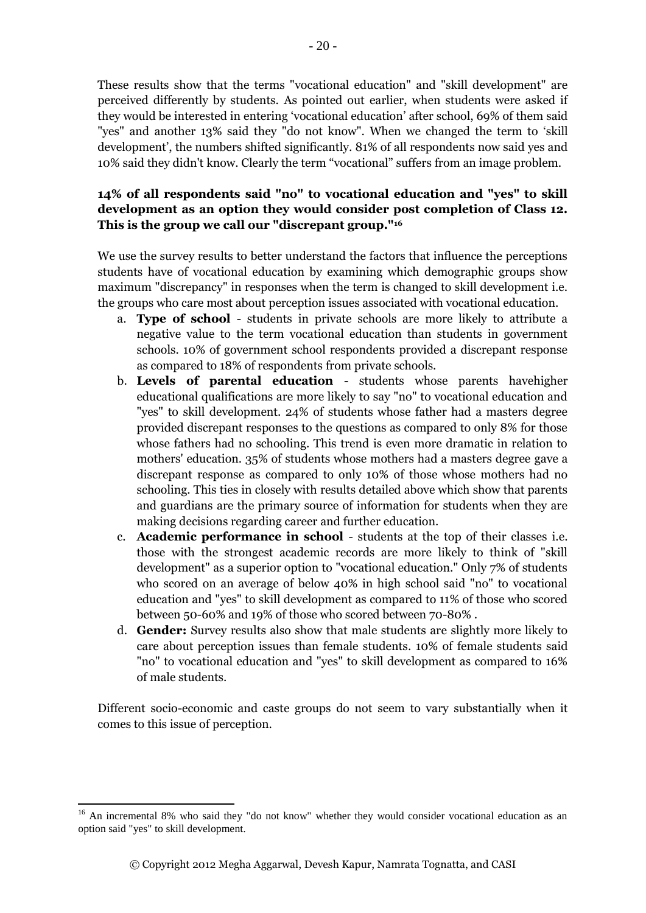These results show that the terms "vocational education" and "skill development" are perceived differently by students. As pointed out earlier, when students were asked if they would be interested in entering 'vocational education' after school, 69% of them said "yes" and another 13% said they "do not know". When we changed the term to 'skill development', the numbers shifted significantly. 81% of all respondents now said yes and 10% said they didn't know. Clearly the term "vocational" suffers from an image problem.

**14% of all respondents said "no" to vocational education and "yes" to skill development as an option they would consider post completion of Class 12. This is the group we call our "discrepant group."[16]**

We use the survey results to better understand the factors that influence the perceptions students have of vocational education by examining which demographic groups show maximum "discrepancy" in responses when the term is changed to skill development i.e. the groups who care most about perception issues associated with vocational education.

a. **Type of school** - students in private schools are more likely to attribute a negative value to the term vocational education than students in government schools. 10% of government school respondents provided a discrepant response as compared to 18% of respondents from private schools.
b. **Levels of parental education** - students whose parents havehigher educational qualifications are more likely to say "no" to vocational education and "yes" to skill development. 24% of students whose father had a masters degree provided discrepant responses to the questions as compared to only 8% for those whose fathers had no schooling. This trend is even more dramatic in relation to mothers' education. 35% of students whose mothers had a masters degree gave a discrepant response as compared to only 10% of those whose mothers had no schooling. This ties in closely with results detailed above which show that parents and guardians are the primary source of information for students when they are making decisions regarding career and further education.
c. **Academic performance in school** - students at the top of their classes i.e. those with the strongest academic records are more likely to think of "skill development" as a superior option to "vocational education." Only 7% of students who scored on an average of below 40% in high school said "no" to vocational education and "yes" to skill development as compared to 11% of those who scored between 50-60% and 19% of those who scored between 70-80% .
d. **Gender:** Survey results also show that male students are slightly more likely to care about perception issues than female students. 10% of female students said "no" to vocational education and "yes" to skill development as compared to 16% of male students.

Different socio-economic and caste groups do not seem to vary substantially when it comes to this issue of perception.

[16] An incremental 8% who said they "do not know" whether they would consider vocational education as an option said "yes" to skill development.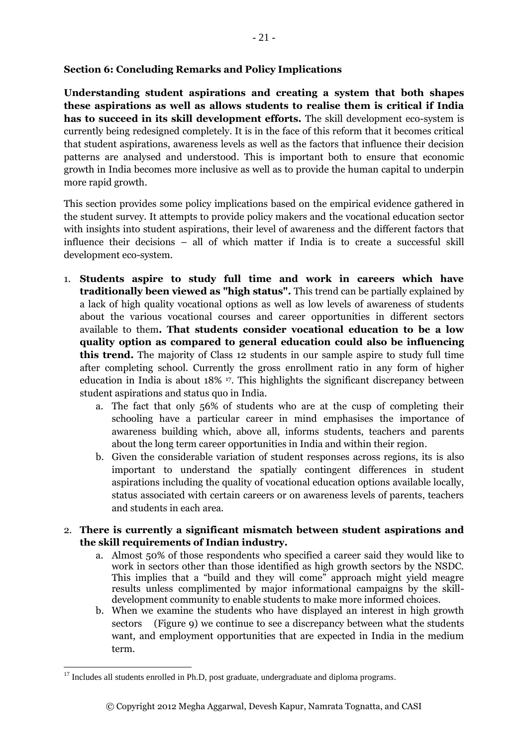**Section 6: Concluding Remarks and Policy Implications**

**Understanding student aspirations and creating a system that both shapes these aspirations as well as allows students to realise them is critical if India has to succeed in its skill development efforts.** The skill development eco-system is currently being redesigned completely. It is in the face of this reform that it becomes critical that student aspirations, awareness levels as well as the factors that influence their decision patterns are analysed and understood. This is important both to ensure that economic growth in India becomes more inclusive as well as to provide the human capital to underpin more rapid growth.

This section provides some policy implications based on the empirical evidence gathered in the student survey. It attempts to provide policy makers and the vocational education sector with insights into student aspirations, their level of awareness and the different factors that influence their decisions – all of which matter if India is to create a successful skill development eco-system.

1. **Students aspire to study full time and work in careers which have traditionally been viewed as "high status".** This trend can be partially explained by a lack of high quality vocational options as well as low levels of awareness of students about the various vocational courses and career opportunities in different sectors available to them**. That students consider vocational education to be a low quality option as compared to general education could also be influencing this trend.** The majority of Class 12 students in our sample aspire to study full time after completing school. Currently the gross enrollment ratio in any form of higher education in India is about 18% [17]. This highlights the significant discrepancy between student aspirations and status quo in India.
   a. The fact that only 56% of students who are at the cusp of completing their schooling have a particular career in mind emphasises the importance of awareness building which, above all, informs students, teachers and parents about the long term career opportunities in India and within their region.
   b. Given the considerable variation of student responses across regions, its is also important to understand the spatially contingent differences in student aspirations including the quality of vocational education options available locally, status associated with certain careers or on awareness levels of parents, teachers and students in each area.

2. **There is currently a significant mismatch between student aspirations and the skill requirements of Indian industry.**
   a. Almost 50% of those respondents who specified a career said they would like to work in sectors other than those identified as high growth sectors by the NSDC. This implies that a "build and they will come" approach might yield meagre results unless complimented by major informational campaigns by the skill-development community to enable students to make more informed choices.
   b. When we examine the students who have displayed an interest in high growth sectors (Figure 9) we continue to see a discrepancy between what the students want, and employment opportunities that are expected in India in the medium term.

[17] Includes all students enrolled in Ph.D, post graduate, undergraduate and diploma programs.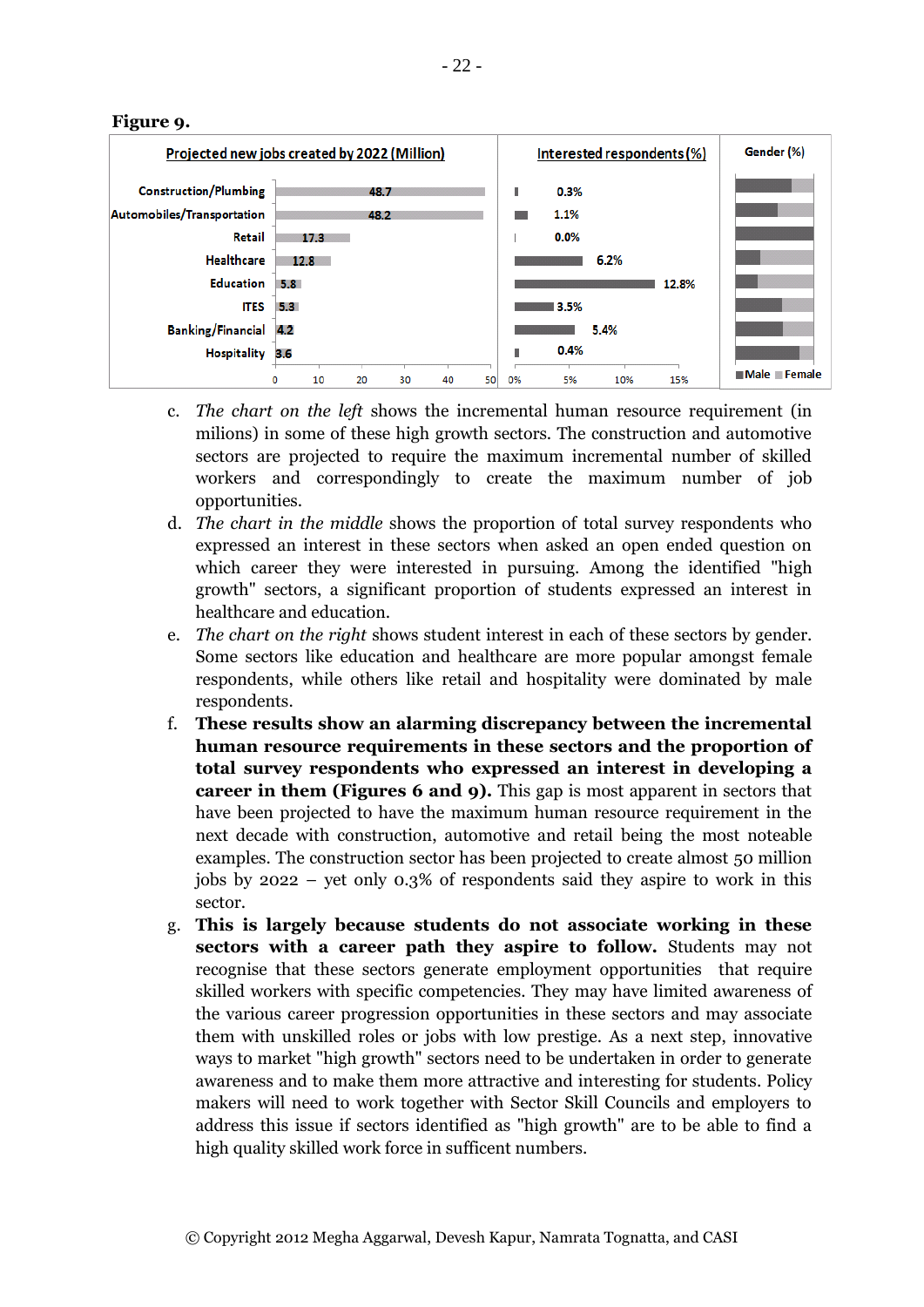**Figure 9.**

| Sector | Projected new jobs created by 2022 (Million) | Interested respondents (%) |
|---|---|---|
| Construction/Plumbing | 48.7 | 0.3% |
| Automobiles/Transportation | 48.2 | 1.1% |
| Retail | 17.3 | 0.0% |
| Healthcare | 12.8 | 6.2% |
| Education | 5.8 | 12.8% |
| ITES | 5.3 | 3.5% |
| Banking/Financial | 4.2 | 5.4% |
| Hospitality | 3.6 | 0.4% |

Gender (%) ■Male ■Female

c. *The chart on the left* shows the incremental human resource requirement (in milions) in some of these high growth sectors. The construction and automotive sectors are projected to require the maximum incremental number of skilled workers and correspondingly to create the maximum number of job opportunities.

d. *The chart in the middle* shows the proportion of total survey respondents who expressed an interest in these sectors when asked an open ended question on which career they were interested in pursuing. Among the identified "high growth" sectors, a significant proportion of students expressed an interest in healthcare and education.

e. *The chart on the right* shows student interest in each of these sectors by gender. Some sectors like education and healthcare are more popular amongst female respondents, while others like retail and hospitality were dominated by male respondents.

f. **These results show an alarming discrepancy between the incremental human resource requirements in these sectors and the proportion of total survey respondents who expressed an interest in developing a career in them (Figures 6 and 9).** This gap is most apparent in sectors that have been projected to have the maximum human resource requirement in the next decade with construction, automotive and retail being the most noteable examples. The construction sector has been projected to create almost 50 million jobs by 2022 – yet only 0.3% of respondents said they aspire to work in this sector.

g. **This is largely because students do not associate working in these sectors with a career path they aspire to follow.** Students may not recognise that these sectors generate employment opportunities that require skilled workers with specific competencies. They may have limited awareness of the various career progression opportunities in these sectors and may associate them with unskilled roles or jobs with low prestige. As a next step, innovative ways to market "high growth" sectors need to be undertaken in order to generate awareness and to make them more attractive and interesting for students. Policy makers will need to work together with Sector Skill Councils and employers to address this issue if sectors identified as "high growth" are to be able to find a high quality skilled work force in sufficent numbers.

© Copyright 2012 Megha Aggarwal, Devesh Kapur, Namrata Tognatta, and CASI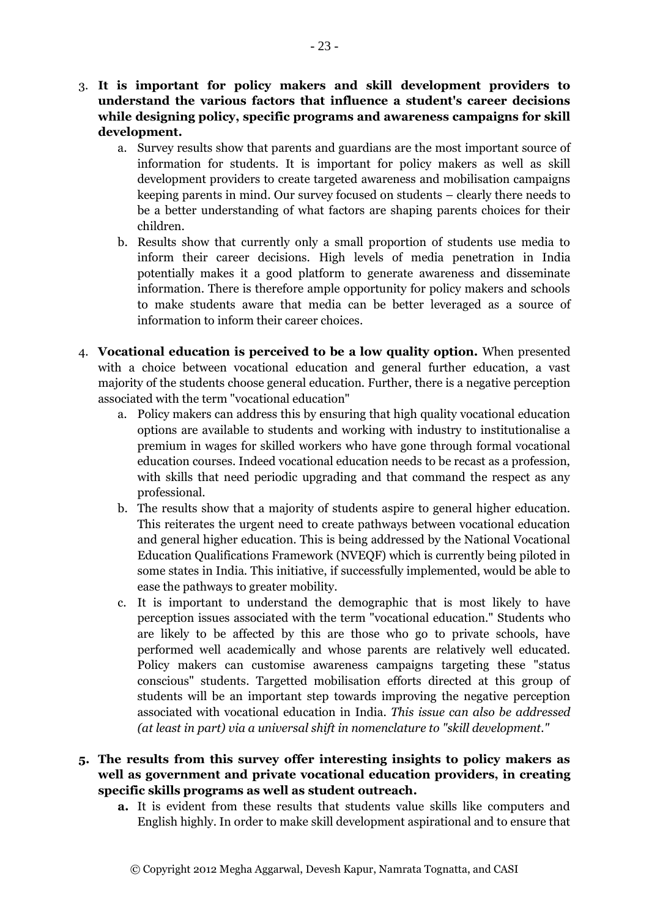3. **It is important for policy makers and skill development providers to understand the various factors that influence a student's career decisions while designing policy, specific programs and awareness campaigns for skill development.**
   a. Survey results show that parents and guardians are the most important source of information for students. It is important for policy makers as well as skill development providers to create targeted awareness and mobilisation campaigns keeping parents in mind. Our survey focused on students – clearly there needs to be a better understanding of what factors are shaping parents choices for their children.
   b. Results show that currently only a small proportion of students use media to inform their career decisions. High levels of media penetration in India potentially makes it a good platform to generate awareness and disseminate information. There is therefore ample opportunity for policy makers and schools to make students aware that media can be better leveraged as a source of information to inform their career choices.

4. **Vocational education is perceived to be a low quality option.** When presented with a choice between vocational education and general further education, a vast majority of the students choose general education. Further, there is a negative perception associated with the term "vocational education"
   a. Policy makers can address this by ensuring that high quality vocational education options are available to students and working with industry to institutionalise a premium in wages for skilled workers who have gone through formal vocational education courses. Indeed vocational education needs to be recast as a profession, with skills that need periodic upgrading and that command the respect as any professional.
   b. The results show that a majority of students aspire to general higher education. This reiterates the urgent need to create pathways between vocational education and general higher education. This is being addressed by the National Vocational Education Qualifications Framework (NVEQF) which is currently being piloted in some states in India. This initiative, if successfully implemented, would be able to ease the pathways to greater mobility.
   c. It is important to understand the demographic that is most likely to have perception issues associated with the term "vocational education." Students who are likely to be affected by this are those who go to private schools, have performed well academically and whose parents are relatively well educated. Policy makers can customise awareness campaigns targeting these "status conscious" students. Targetted mobilisation efforts directed at this group of students will be an important step towards improving the negative perception associated with vocational education in India. *This issue can also be addressed (at least in part) via a universal shift in nomenclature to "skill development."*

5. **The results from this survey offer interesting insights to policy makers as well as government and private vocational education providers, in creating specific skills programs as well as student outreach.**
   **a.** It is evident from these results that students value skills like computers and English highly. In order to make skill development aspirational and to ensure that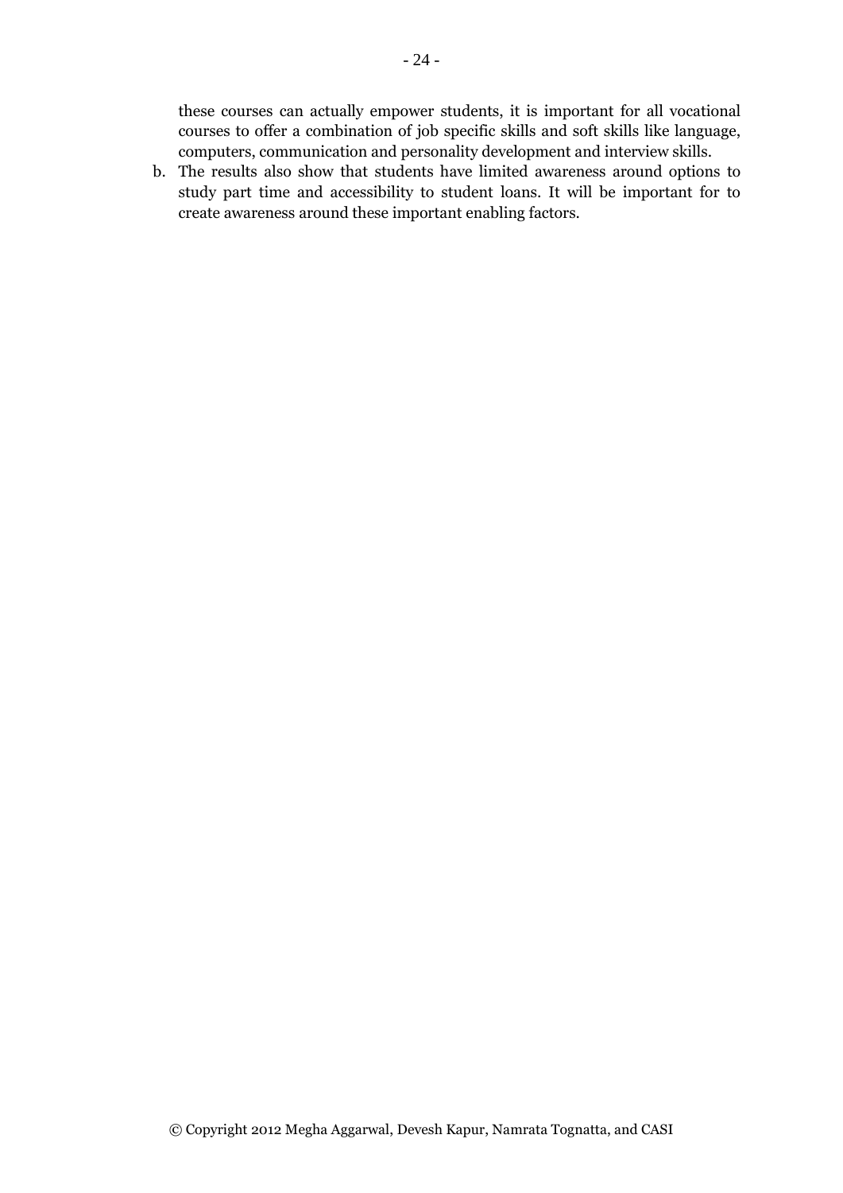these courses can actually empower students, it is important for all vocational courses to offer a combination of job specific skills and soft skills like language, computers, communication and personality development and interview skills.

b. The results also show that students have limited awareness around options to study part time and accessibility to student loans. It will be important for to create awareness around these important enabling factors.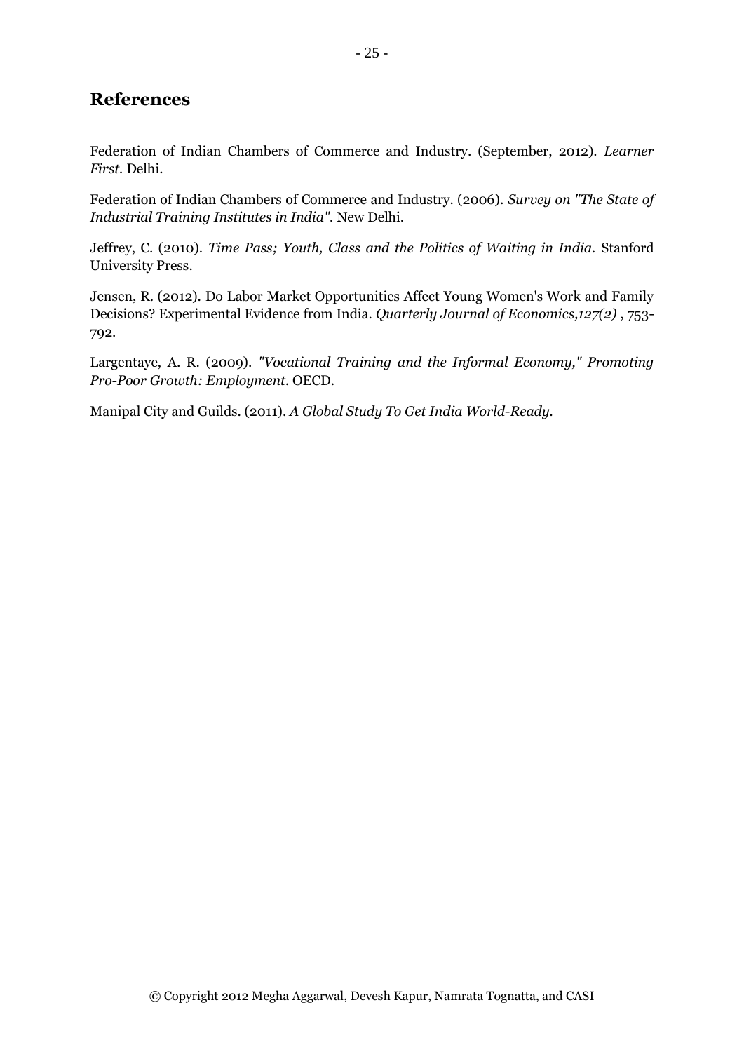## References

Federation of Indian Chambers of Commerce and Industry. (September, 2012). *Learner First*. Delhi.

Federation of Indian Chambers of Commerce and Industry. (2006). *Survey on "The State of Industrial Training Institutes in India"*. New Delhi.

Jeffrey, C. (2010). *Time Pass; Youth, Class and the Politics of Waiting in India*. Stanford University Press.

Jensen, R. (2012). Do Labor Market Opportunities Affect Young Women's Work and Family Decisions? Experimental Evidence from India. *Quarterly Journal of Economics,127(2)* , 753-792.

Largentaye, A. R. (2009). *"Vocational Training and the Informal Economy," Promoting Pro-Poor Growth: Employment*. OECD.

Manipal City and Guilds. (2011). *A Global Study To Get India World-Ready*.

© Copyright 2012 Megha Aggarwal, Devesh Kapur, Namrata Tognatta, and CASI